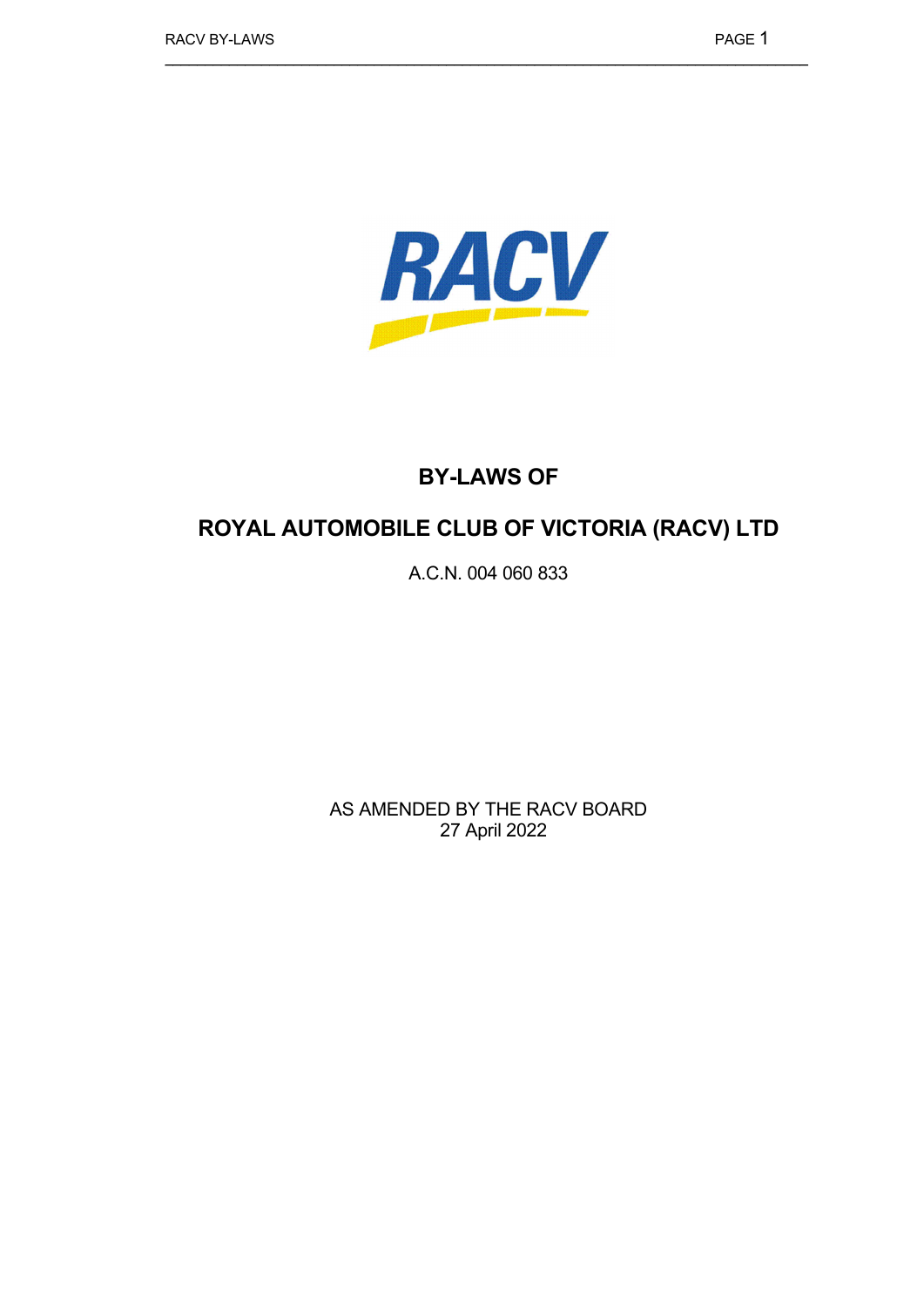# BY-LAWS OF

# ROYAL AUTOMOBILE CLUB OF VICTORIA (RACV) LTD

A.C.N. 004 060 833

AS AMENDED BY THE RACV BOARD
27 April 2022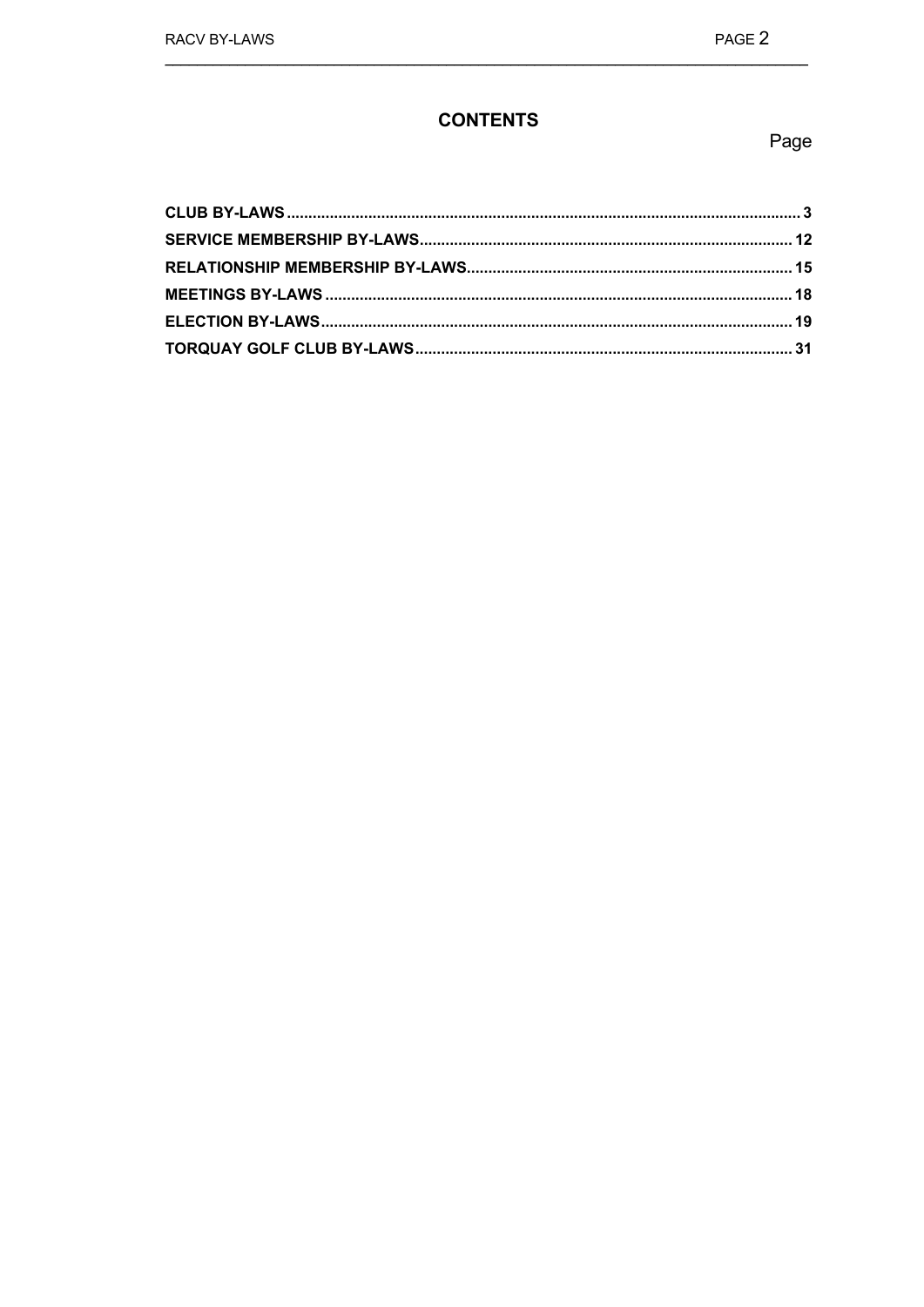# CONTENTS

| | Page |
|---|---|
| **CLUB BY-LAWS** | **3** |
| **SERVICE MEMBERSHIP BY-LAWS** | **12** |
| **RELATIONSHIP MEMBERSHIP BY-LAWS** | **15** |
| **MEETINGS BY-LAWS** | **18** |
| **ELECTION BY-LAWS** | **19** |
| **TORQUAY GOLF CLUB BY-LAWS** | **31** |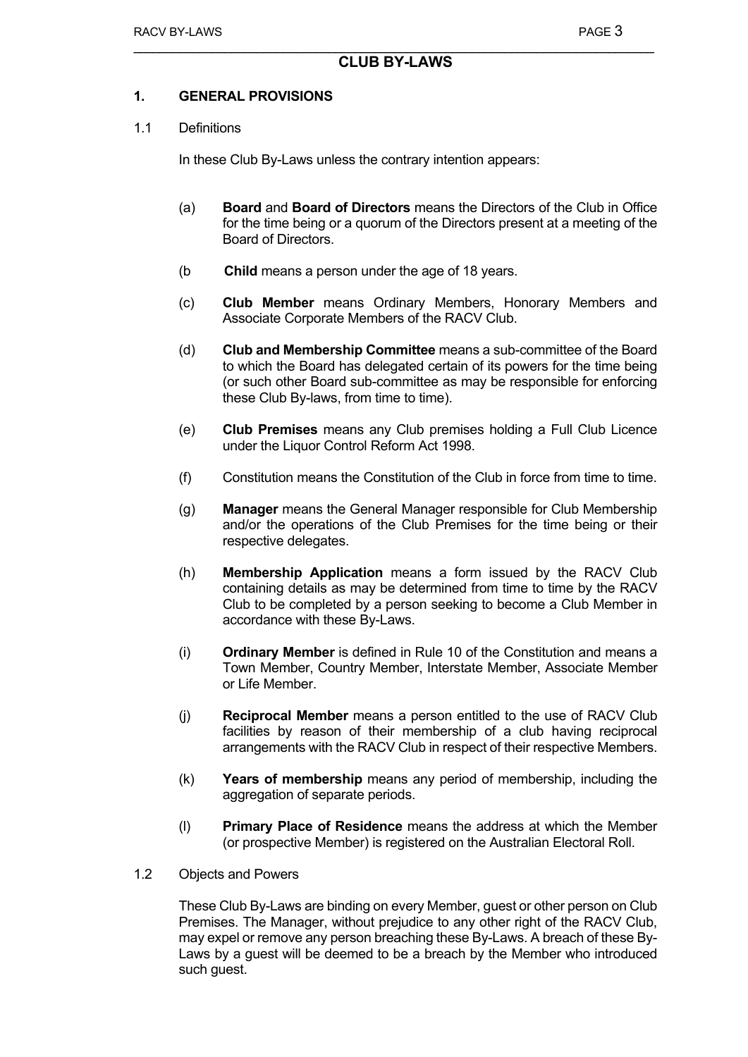# CLUB BY-LAWS

## 1. GENERAL PROVISIONS

1.1 Definitions

In these Club By-Laws unless the contrary intention appears:

(a) **Board** and **Board of Directors** means the Directors of the Club in Office for the time being or a quorum of the Directors present at a meeting of the Board of Directors.

(b **Child** means a person under the age of 18 years.

(c) **Club Member** means Ordinary Members, Honorary Members and Associate Corporate Members of the RACV Club.

(d) **Club and Membership Committee** means a sub-committee of the Board to which the Board has delegated certain of its powers for the time being (or such other Board sub-committee as may be responsible for enforcing these Club By-laws, from time to time).

(e) **Club Premises** means any Club premises holding a Full Club Licence under the Liquor Control Reform Act 1998.

(f) Constitution means the Constitution of the Club in force from time to time.

(g) **Manager** means the General Manager responsible for Club Membership and/or the operations of the Club Premises for the time being or their respective delegates.

(h) **Membership Application** means a form issued by the RACV Club containing details as may be determined from time to time by the RACV Club to be completed by a person seeking to become a Club Member in accordance with these By-Laws.

(i) **Ordinary Member** is defined in Rule 10 of the Constitution and means a Town Member, Country Member, Interstate Member, Associate Member or Life Member.

(j) **Reciprocal Member** means a person entitled to the use of RACV Club facilities by reason of their membership of a club having reciprocal arrangements with the RACV Club in respect of their respective Members.

(k) **Years of membership** means any period of membership, including the aggregation of separate periods.

(l) **Primary Place of Residence** means the address at which the Member (or prospective Member) is registered on the Australian Electoral Roll.

1.2 Objects and Powers

These Club By-Laws are binding on every Member, guest or other person on Club Premises. The Manager, without prejudice to any other right of the RACV Club, may expel or remove any person breaching these By-Laws. A breach of these By-Laws by a guest will be deemed to be a breach by the Member who introduced such guest.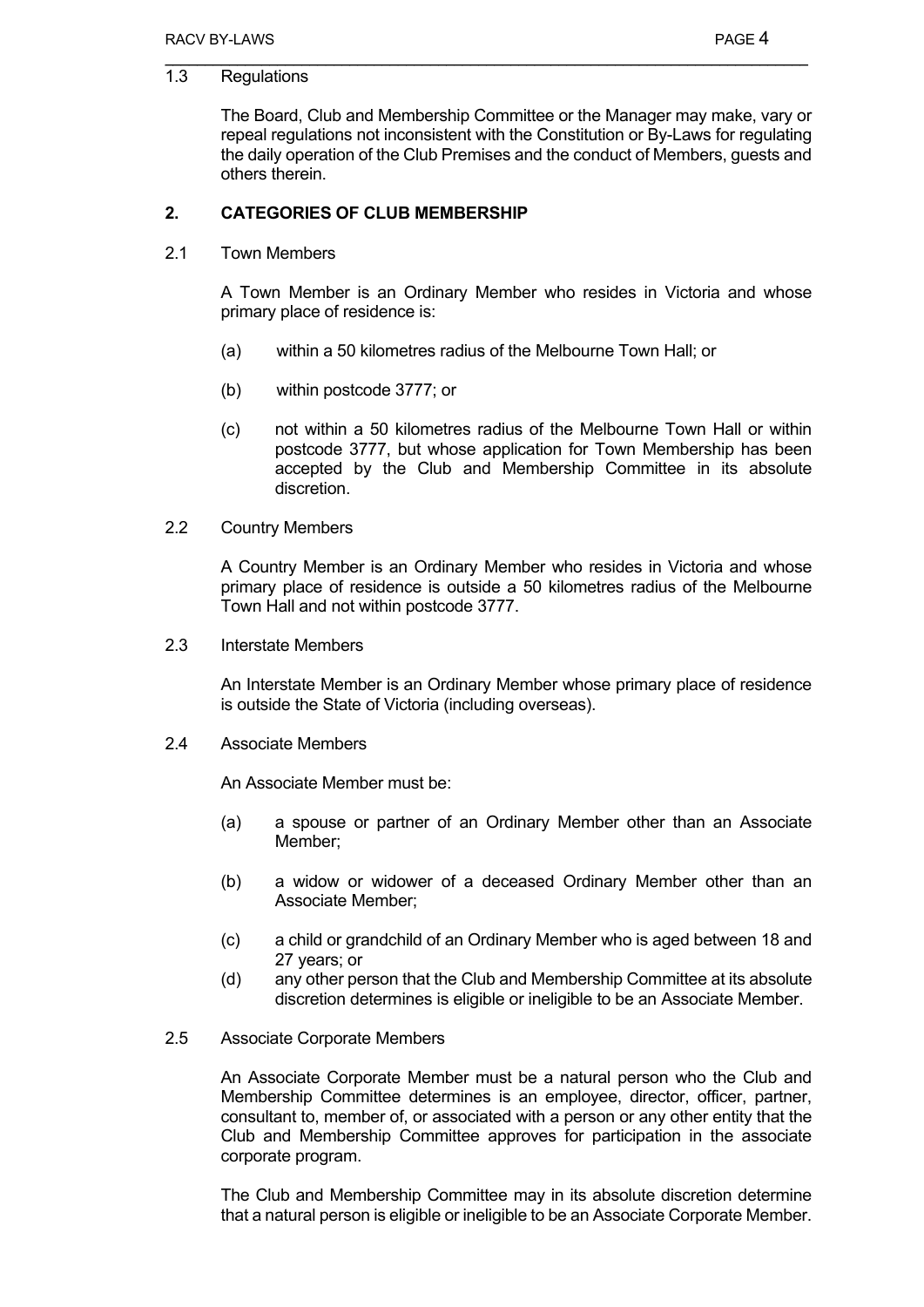### 1.3 Regulations

The Board, Club and Membership Committee or the Manager may make, vary or repeal regulations not inconsistent with the Constitution or By-Laws for regulating the daily operation of the Club Premises and the conduct of Members, guests and others therein.

## 2. CATEGORIES OF CLUB MEMBERSHIP

### 2.1 Town Members

A Town Member is an Ordinary Member who resides in Victoria and whose primary place of residence is:

(a) within a 50 kilometres radius of the Melbourne Town Hall; or

(b) within postcode 3777; or

(c) not within a 50 kilometres radius of the Melbourne Town Hall or within postcode 3777, but whose application for Town Membership has been accepted by the Club and Membership Committee in its absolute discretion.

### 2.2 Country Members

A Country Member is an Ordinary Member who resides in Victoria and whose primary place of residence is outside a 50 kilometres radius of the Melbourne Town Hall and not within postcode 3777.

### 2.3 Interstate Members

An Interstate Member is an Ordinary Member whose primary place of residence is outside the State of Victoria (including overseas).

### 2.4 Associate Members

An Associate Member must be:

(a) a spouse or partner of an Ordinary Member other than an Associate Member;

(b) a widow or widower of a deceased Ordinary Member other than an Associate Member;

(c) a child or grandchild of an Ordinary Member who is aged between 18 and 27 years; or

(d) any other person that the Club and Membership Committee at its absolute discretion determines is eligible or ineligible to be an Associate Member.

### 2.5 Associate Corporate Members

An Associate Corporate Member must be a natural person who the Club and Membership Committee determines is an employee, director, officer, partner, consultant to, member of, or associated with a person or any other entity that the Club and Membership Committee approves for participation in the associate corporate program.

The Club and Membership Committee may in its absolute discretion determine that a natural person is eligible or ineligible to be an Associate Corporate Member.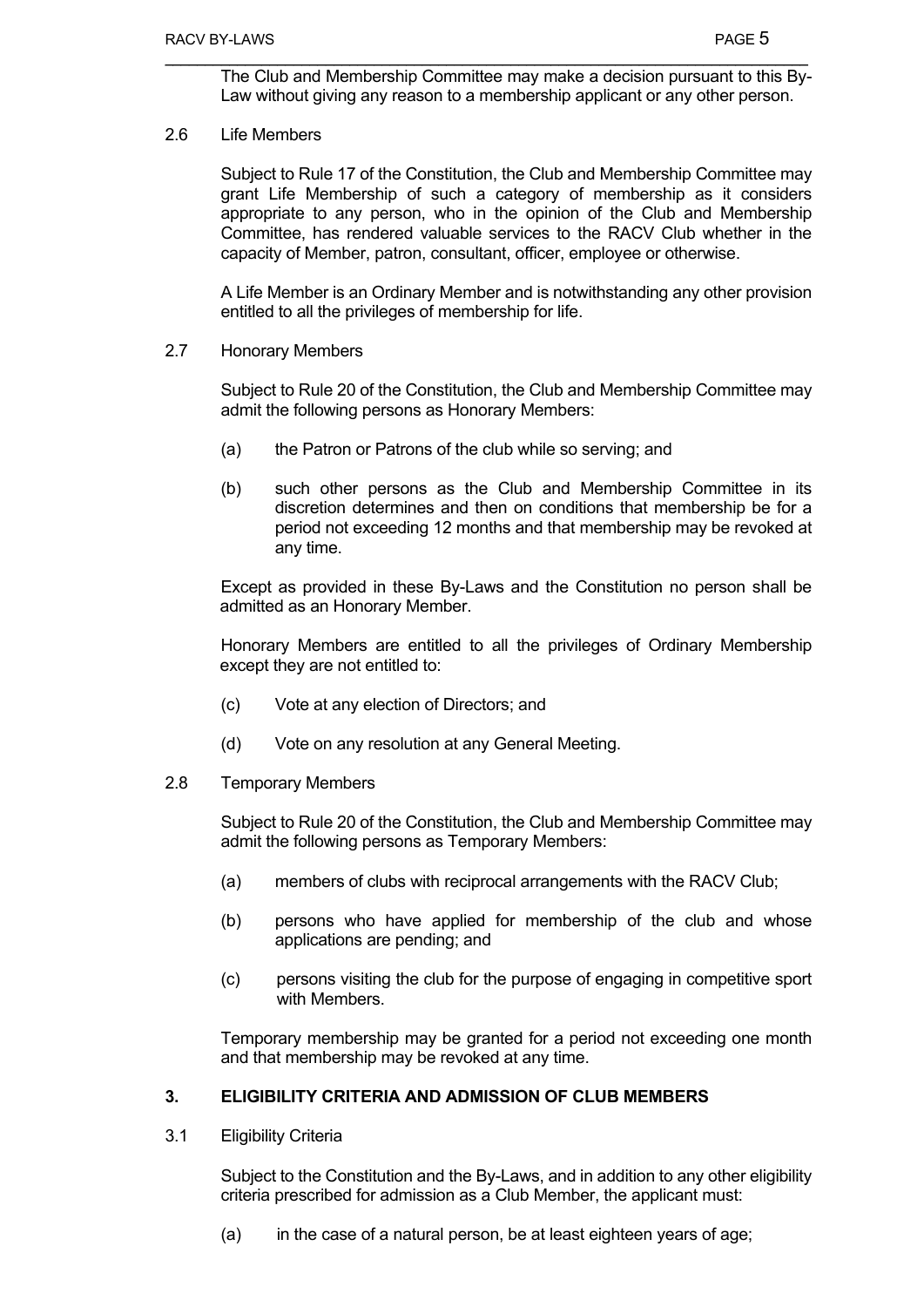The Club and Membership Committee may make a decision pursuant to this By-Law without giving any reason to a membership applicant or any other person.

2.6 Life Members

Subject to Rule 17 of the Constitution, the Club and Membership Committee may grant Life Membership of such a category of membership as it considers appropriate to any person, who in the opinion of the Club and Membership Committee, has rendered valuable services to the RACV Club whether in the capacity of Member, patron, consultant, officer, employee or otherwise.

A Life Member is an Ordinary Member and is notwithstanding any other provision entitled to all the privileges of membership for life.

2.7 Honorary Members

Subject to Rule 20 of the Constitution, the Club and Membership Committee may admit the following persons as Honorary Members:

(a) the Patron or Patrons of the club while so serving; and

(b) such other persons as the Club and Membership Committee in its discretion determines and then on conditions that membership be for a period not exceeding 12 months and that membership may be revoked at any time.

Except as provided in these By-Laws and the Constitution no person shall be admitted as an Honorary Member.

Honorary Members are entitled to all the privileges of Ordinary Membership except they are not entitled to:

(c) Vote at any election of Directors; and

(d) Vote on any resolution at any General Meeting.

2.8 Temporary Members

Subject to Rule 20 of the Constitution, the Club and Membership Committee may admit the following persons as Temporary Members:

(a) members of clubs with reciprocal arrangements with the RACV Club;

(b) persons who have applied for membership of the club and whose applications are pending; and

(c) persons visiting the club for the purpose of engaging in competitive sport with Members.

Temporary membership may be granted for a period not exceeding one month and that membership may be revoked at any time.

## 3. ELIGIBILITY CRITERIA AND ADMISSION OF CLUB MEMBERS

3.1 Eligibility Criteria

Subject to the Constitution and the By-Laws, and in addition to any other eligibility criteria prescribed for admission as a Club Member, the applicant must:

(a) in the case of a natural person, be at least eighteen years of age;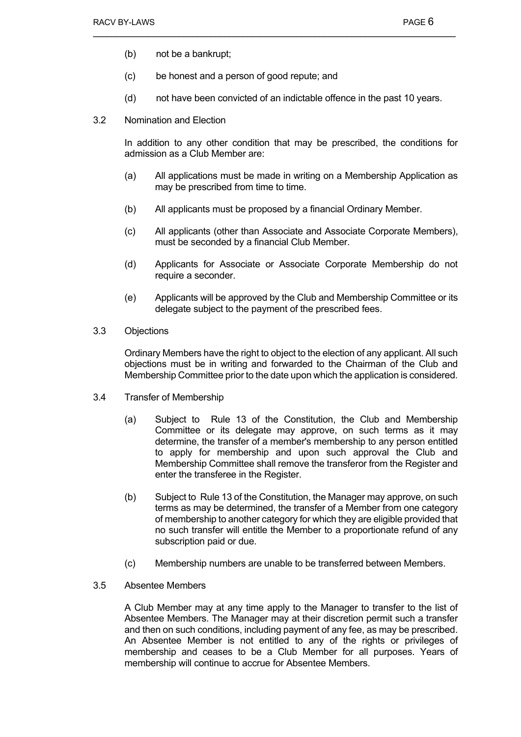(b) not be a bankrupt;

(c) be honest and a person of good repute; and

(d) not have been convicted of an indictable offence in the past 10 years.

3.2 Nomination and Election

In addition to any other condition that may be prescribed, the conditions for admission as a Club Member are:

(a) All applications must be made in writing on a Membership Application as may be prescribed from time to time.

(b) All applicants must be proposed by a financial Ordinary Member.

(c) All applicants (other than Associate and Associate Corporate Members), must be seconded by a financial Club Member.

(d) Applicants for Associate or Associate Corporate Membership do not require a seconder.

(e) Applicants will be approved by the Club and Membership Committee or its delegate subject to the payment of the prescribed fees.

3.3 Objections

Ordinary Members have the right to object to the election of any applicant. All such objections must be in writing and forwarded to the Chairman of the Club and Membership Committee prior to the date upon which the application is considered.

3.4 Transfer of Membership

(a) Subject to Rule 13 of the Constitution, the Club and Membership Committee or its delegate may approve, on such terms as it may determine, the transfer of a member's membership to any person entitled to apply for membership and upon such approval the Club and Membership Committee shall remove the transferor from the Register and enter the transferee in the Register.

(b) Subject to Rule 13 of the Constitution, the Manager may approve, on such terms as may be determined, the transfer of a Member from one category of membership to another category for which they are eligible provided that no such transfer will entitle the Member to a proportionate refund of any subscription paid or due.

(c) Membership numbers are unable to be transferred between Members.

3.5 Absentee Members

A Club Member may at any time apply to the Manager to transfer to the list of Absentee Members. The Manager may at their discretion permit such a transfer and then on such conditions, including payment of any fee, as may be prescribed. An Absentee Member is not entitled to any of the rights or privileges of membership and ceases to be a Club Member for all purposes. Years of membership will continue to accrue for Absentee Members.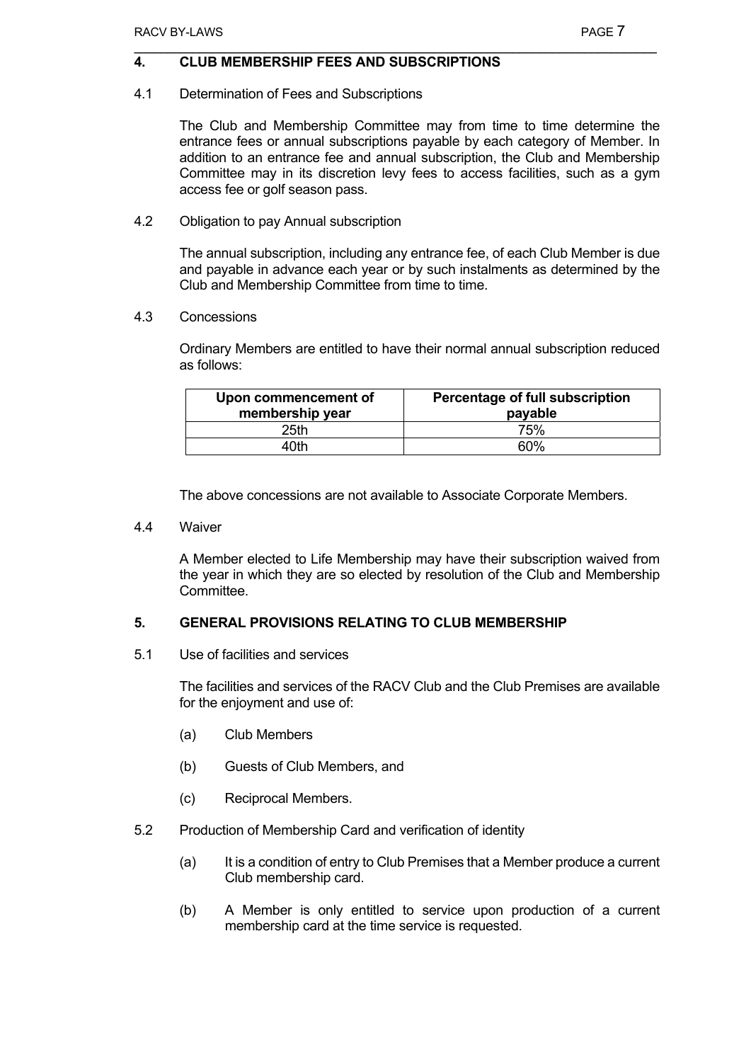## 4. CLUB MEMBERSHIP FEES AND SUBSCRIPTIONS

4.1 Determination of Fees and Subscriptions

The Club and Membership Committee may from time to time determine the entrance fees or annual subscriptions payable by each category of Member. In addition to an entrance fee and annual subscription, the Club and Membership Committee may in its discretion levy fees to access facilities, such as a gym access fee or golf season pass.

4.2 Obligation to pay Annual subscription

The annual subscription, including any entrance fee, of each Club Member is due and payable in advance each year or by such instalments as determined by the Club and Membership Committee from time to time.

4.3 Concessions

Ordinary Members are entitled to have their normal annual subscription reduced as follows:

| Upon commencement of membership year | Percentage of full subscription payable |
| --- | --- |
| 25th | 75% |
| 40th | 60% |

The above concessions are not available to Associate Corporate Members.

4.4 Waiver

A Member elected to Life Membership may have their subscription waived from the year in which they are so elected by resolution of the Club and Membership Committee.

## 5. GENERAL PROVISIONS RELATING TO CLUB MEMBERSHIP

5.1 Use of facilities and services

The facilities and services of the RACV Club and the Club Premises are available for the enjoyment and use of:

(a) Club Members

(b) Guests of Club Members, and

(c) Reciprocal Members.

5.2 Production of Membership Card and verification of identity

(a) It is a condition of entry to Club Premises that a Member produce a current Club membership card.

(b) A Member is only entitled to service upon production of a current membership card at the time service is requested.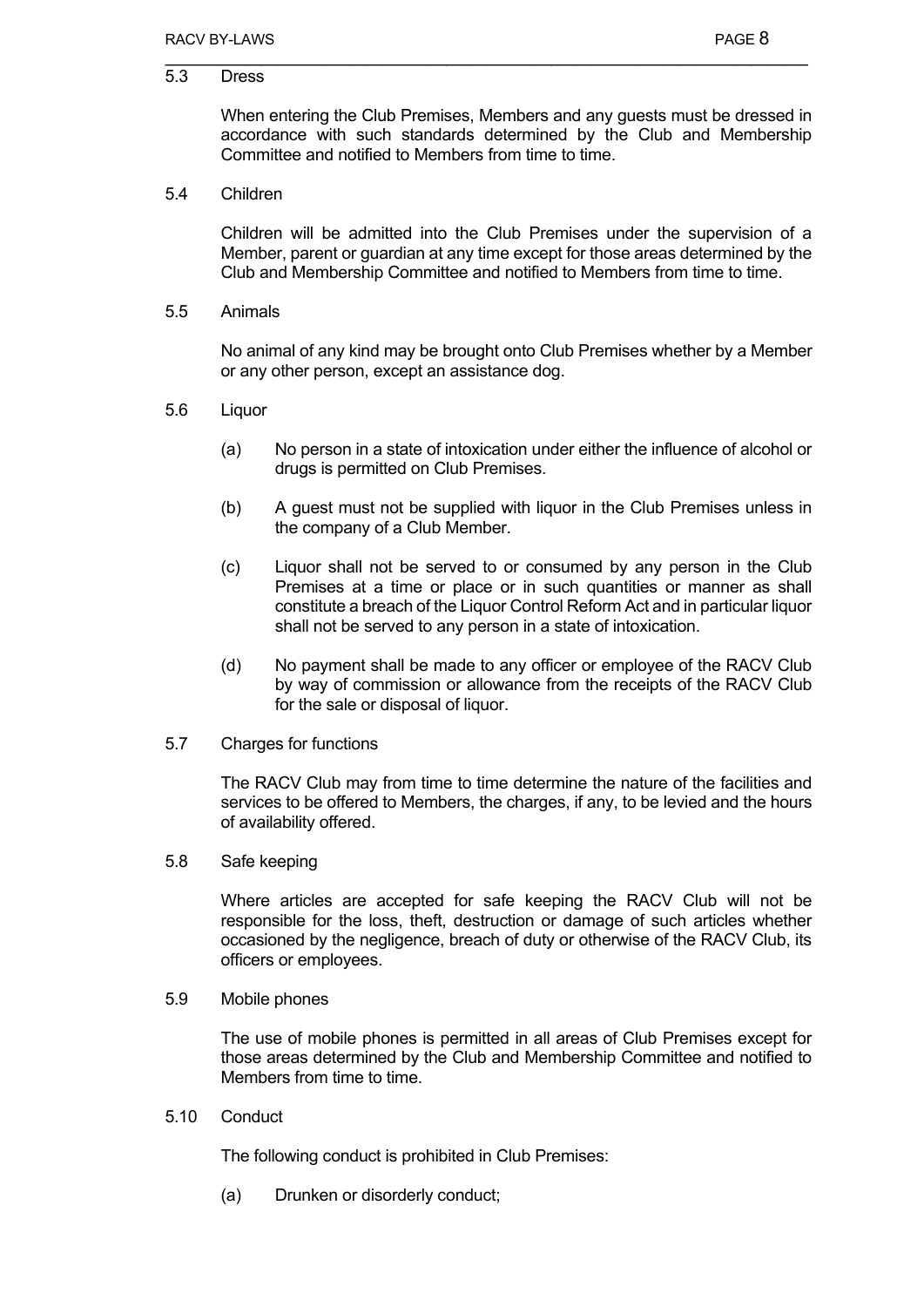5.3 Dress

When entering the Club Premises, Members and any guests must be dressed in accordance with such standards determined by the Club and Membership Committee and notified to Members from time to time.

5.4 Children

Children will be admitted into the Club Premises under the supervision of a Member, parent or guardian at any time except for those areas determined by the Club and Membership Committee and notified to Members from time to time.

5.5 Animals

No animal of any kind may be brought onto Club Premises whether by a Member or any other person, except an assistance dog.

5.6 Liquor

(a) No person in a state of intoxication under either the influence of alcohol or drugs is permitted on Club Premises.

(b) A guest must not be supplied with liquor in the Club Premises unless in the company of a Club Member.

(c) Liquor shall not be served to or consumed by any person in the Club Premises at a time or place or in such quantities or manner as shall constitute a breach of the Liquor Control Reform Act and in particular liquor shall not be served to any person in a state of intoxication.

(d) No payment shall be made to any officer or employee of the RACV Club by way of commission or allowance from the receipts of the RACV Club for the sale or disposal of liquor.

5.7 Charges for functions

The RACV Club may from time to time determine the nature of the facilities and services to be offered to Members, the charges, if any, to be levied and the hours of availability offered.

5.8 Safe keeping

Where articles are accepted for safe keeping the RACV Club will not be responsible for the loss, theft, destruction or damage of such articles whether occasioned by the negligence, breach of duty or otherwise of the RACV Club, its officers or employees.

5.9 Mobile phones

The use of mobile phones is permitted in all areas of Club Premises except for those areas determined by the Club and Membership Committee and notified to Members from time to time.

5.10 Conduct

The following conduct is prohibited in Club Premises:

(a) Drunken or disorderly conduct;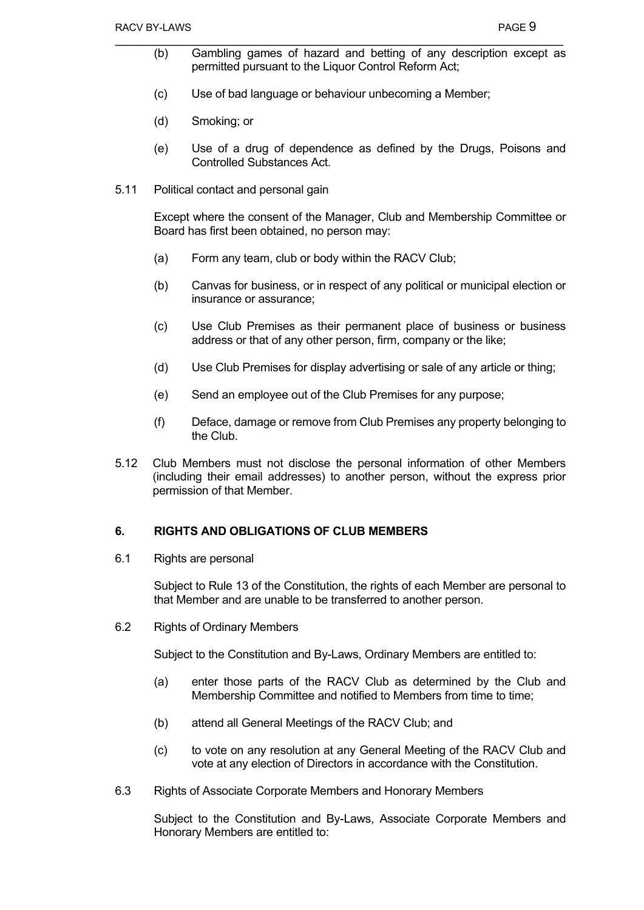(b) Gambling games of hazard and betting of any description except as permitted pursuant to the Liquor Control Reform Act;

(c) Use of bad language or behaviour unbecoming a Member;

(d) Smoking; or

(e) Use of a drug of dependence as defined by the Drugs, Poisons and Controlled Substances Act.

5.11 Political contact and personal gain

Except where the consent of the Manager, Club and Membership Committee or Board has first been obtained, no person may:

(a) Form any team, club or body within the RACV Club;

(b) Canvas for business, or in respect of any political or municipal election or insurance or assurance;

(c) Use Club Premises as their permanent place of business or business address or that of any other person, firm, company or the like;

(d) Use Club Premises for display advertising or sale of any article or thing;

(e) Send an employee out of the Club Premises for any purpose;

(f) Deface, damage or remove from Club Premises any property belonging to the Club.

5.12 Club Members must not disclose the personal information of other Members (including their email addresses) to another person, without the express prior permission of that Member.

## 6. RIGHTS AND OBLIGATIONS OF CLUB MEMBERS

6.1 Rights are personal

Subject to Rule 13 of the Constitution, the rights of each Member are personal to that Member and are unable to be transferred to another person.

6.2 Rights of Ordinary Members

Subject to the Constitution and By-Laws, Ordinary Members are entitled to:

(a) enter those parts of the RACV Club as determined by the Club and Membership Committee and notified to Members from time to time;

(b) attend all General Meetings of the RACV Club; and

(c) to vote on any resolution at any General Meeting of the RACV Club and vote at any election of Directors in accordance with the Constitution.

6.3 Rights of Associate Corporate Members and Honorary Members

Subject to the Constitution and By-Laws, Associate Corporate Members and Honorary Members are entitled to: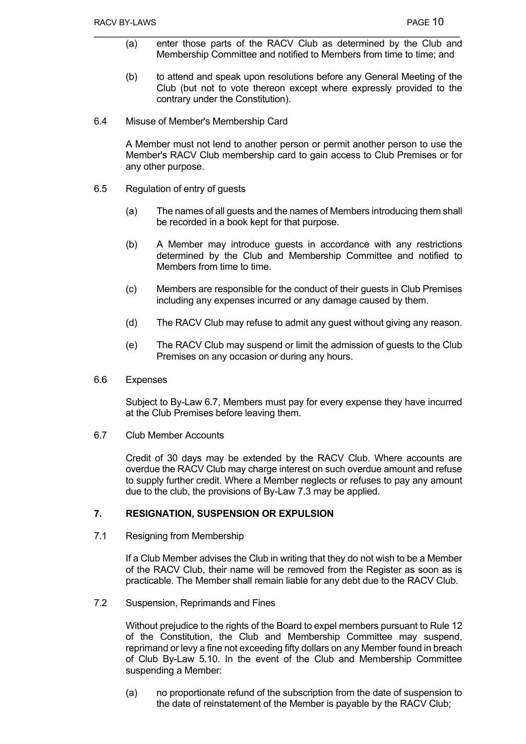(a) enter those parts of the RACV Club as determined by the Club and Membership Committee and notified to Members from time to time; and

(b) to attend and speak upon resolutions before any General Meeting of the Club (but not to vote thereon except where expressly provided to the contrary under the Constitution).

6.4 Misuse of Member's Membership Card

A Member must not lend to another person or permit another person to use the Member's RACV Club membership card to gain access to Club Premises or for any other purpose.

6.5 Regulation of entry of guests

(a) The names of all guests and the names of Members introducing them shall be recorded in a book kept for that purpose.

(b) A Member may introduce guests in accordance with any restrictions determined by the Club and Membership Committee and notified to Members from time to time.

(c) Members are responsible for the conduct of their guests in Club Premises including any expenses incurred or any damage caused by them.

(d) The RACV Club may refuse to admit any guest without giving any reason.

(e) The RACV Club may suspend or limit the admission of guests to the Club Premises on any occasion or during any hours.

6.6 Expenses

Subject to By-Law 6.7, Members must pay for every expense they have incurred at the Club Premises before leaving them.

6.7 Club Member Accounts

Credit of 30 days may be extended by the RACV Club. Where accounts are overdue the RACV Club may charge interest on such overdue amount and refuse to supply further credit. Where a Member neglects or refuses to pay any amount due to the club, the provisions of By-Law 7.3 may be applied.

## 7. RESIGNATION, SUSPENSION OR EXPULSION

7.1 Resigning from Membership

If a Club Member advises the Club in writing that they do not wish to be a Member of the RACV Club, their name will be removed from the Register as soon as is practicable. The Member shall remain liable for any debt due to the RACV Club.

7.2 Suspension, Reprimands and Fines

Without prejudice to the rights of the Board to expel members pursuant to Rule 12 of the Constitution, the Club and Membership Committee may suspend, reprimand or levy a fine not exceeding fifty dollars on any Member found in breach of Club By-Law 5.10. In the event of the Club and Membership Committee suspending a Member:

(a) no proportionate refund of the subscription from the date of suspension to the date of reinstatement of the Member is payable by the RACV Club;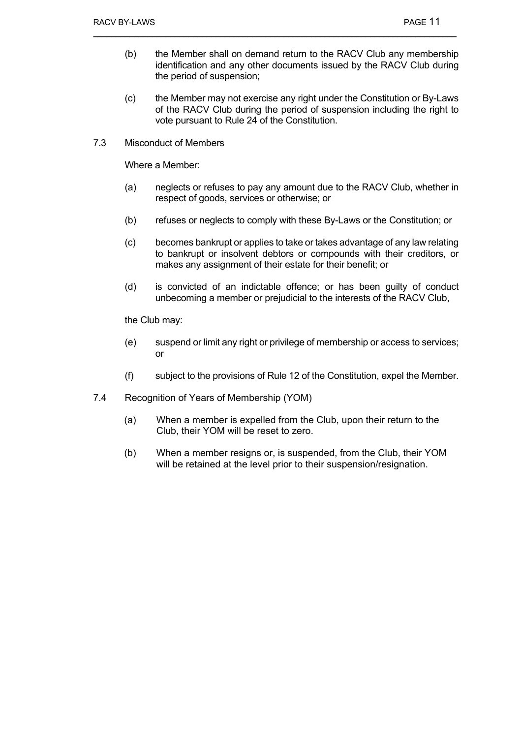(b) the Member shall on demand return to the RACV Club any membership identification and any other documents issued by the RACV Club during the period of suspension;

(c) the Member may not exercise any right under the Constitution or By-Laws of the RACV Club during the period of suspension including the right to vote pursuant to Rule 24 of the Constitution.

7.3 Misconduct of Members

Where a Member:

(a) neglects or refuses to pay any amount due to the RACV Club, whether in respect of goods, services or otherwise; or

(b) refuses or neglects to comply with these By-Laws or the Constitution; or

(c) becomes bankrupt or applies to take or takes advantage of any law relating to bankrupt or insolvent debtors or compounds with their creditors, or makes any assignment of their estate for their benefit; or

(d) is convicted of an indictable offence; or has been guilty of conduct unbecoming a member or prejudicial to the interests of the RACV Club,

the Club may:

(e) suspend or limit any right or privilege of membership or access to services; or

(f) subject to the provisions of Rule 12 of the Constitution, expel the Member.

7.4 Recognition of Years of Membership (YOM)

(a) When a member is expelled from the Club, upon their return to the Club, their YOM will be reset to zero.

(b) When a member resigns or, is suspended, from the Club, their YOM will be retained at the level prior to their suspension/resignation.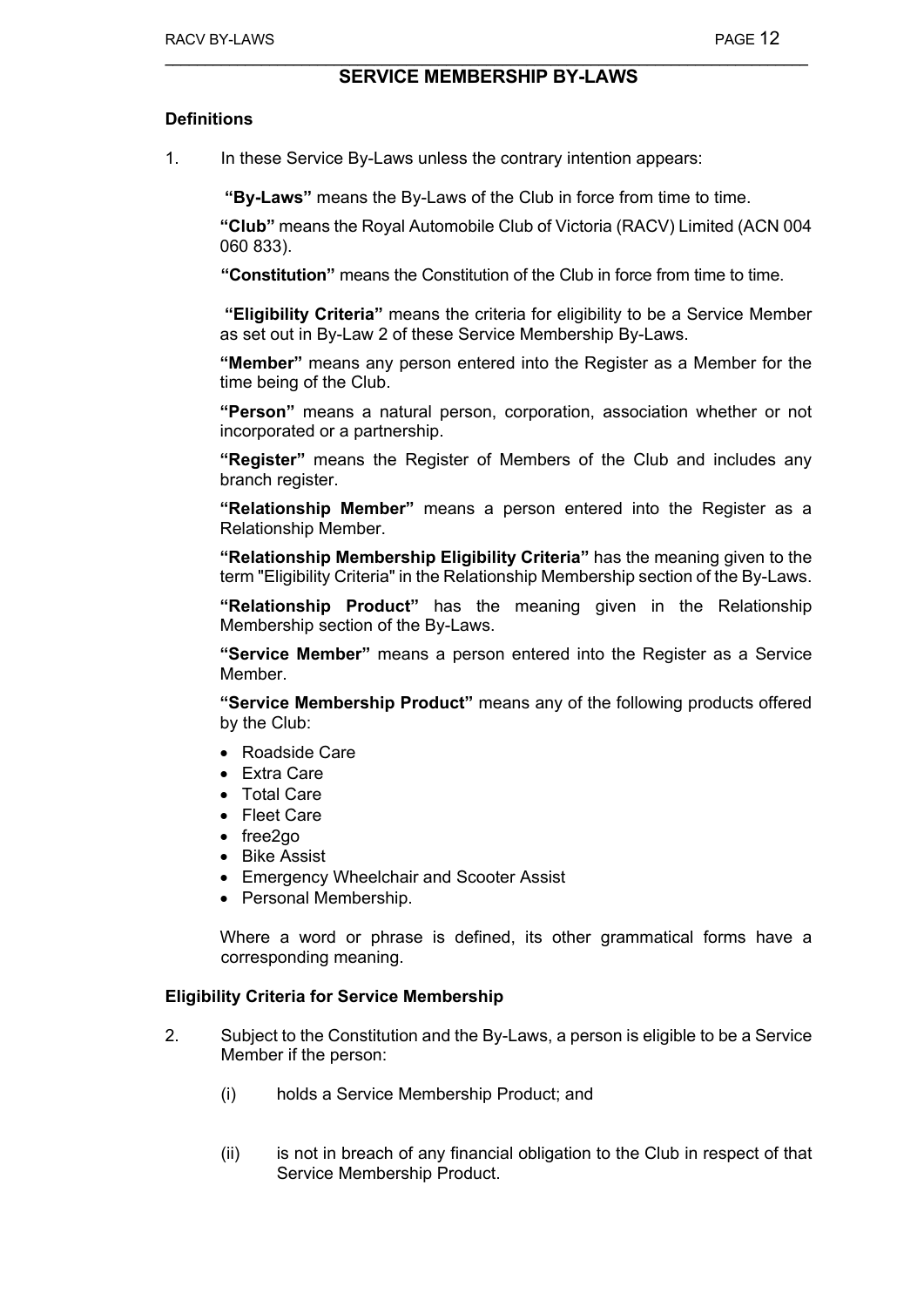## SERVICE MEMBERSHIP BY-LAWS

### Definitions

1. In these Service By-Laws unless the contrary intention appears:

   **"By-Laws"** means the By-Laws of the Club in force from time to time.

   **"Club"** means the Royal Automobile Club of Victoria (RACV) Limited (ACN 004 060 833).

   **"Constitution"** means the Constitution of the Club in force from time to time.

   **"Eligibility Criteria"** means the criteria for eligibility to be a Service Member as set out in By-Law 2 of these Service Membership By-Laws.

   **"Member"** means any person entered into the Register as a Member for the time being of the Club.

   **"Person"** means a natural person, corporation, association whether or not incorporated or a partnership.

   **"Register"** means the Register of Members of the Club and includes any branch register.

   **"Relationship Member"** means a person entered into the Register as a Relationship Member.

   **"Relationship Membership Eligibility Criteria"** has the meaning given to the term "Eligibility Criteria" in the Relationship Membership section of the By-Laws.

   **"Relationship Product"** has the meaning given in the Relationship Membership section of the By-Laws.

   **"Service Member"** means a person entered into the Register as a Service Member.

   **"Service Membership Product"** means any of the following products offered by the Club:

   - Roadside Care
   - Extra Care
   - Total Care
   - Fleet Care
   - free2go
   - Bike Assist
   - Emergency Wheelchair and Scooter Assist
   - Personal Membership.

   Where a word or phrase is defined, its other grammatical forms have a corresponding meaning.

### Eligibility Criteria for Service Membership

2. Subject to the Constitution and the By-Laws, a person is eligible to be a Service Member if the person:

   (i) holds a Service Membership Product; and

   (ii) is not in breach of any financial obligation to the Club in respect of that Service Membership Product.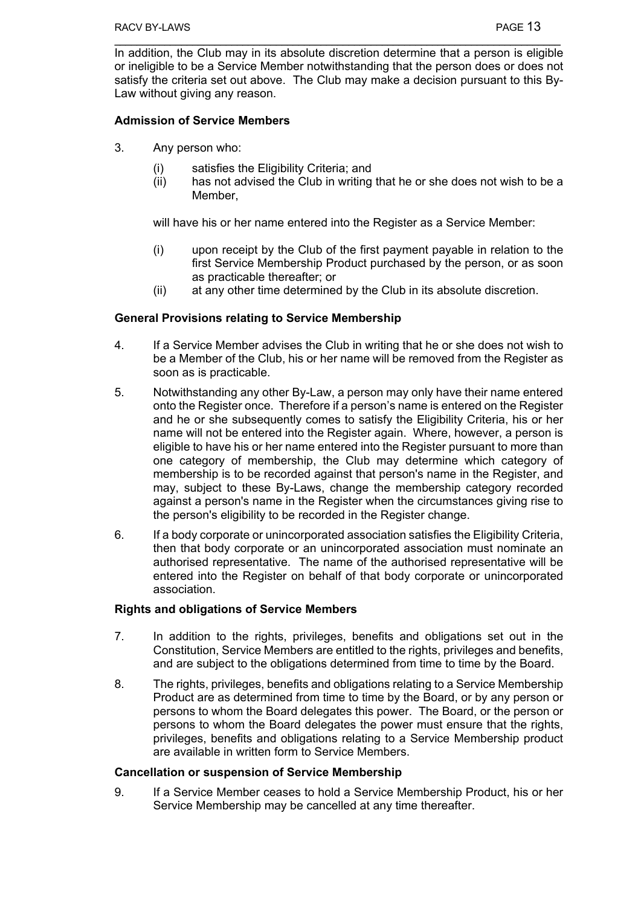In addition, the Club may in its absolute discretion determine that a person is eligible or ineligible to be a Service Member notwithstanding that the person does or does not satisfy the criteria set out above. The Club may make a decision pursuant to this By-Law without giving any reason.

**Admission of Service Members**

3. Any person who:

   (i) satisfies the Eligibility Criteria; and
   (ii) has not advised the Club in writing that he or she does not wish to be a Member,

   will have his or her name entered into the Register as a Service Member:

   (i) upon receipt by the Club of the first payment payable in relation to the first Service Membership Product purchased by the person, or as soon as practicable thereafter; or
   (ii) at any other time determined by the Club in its absolute discretion.

**General Provisions relating to Service Membership**

4. If a Service Member advises the Club in writing that he or she does not wish to be a Member of the Club, his or her name will be removed from the Register as soon as is practicable.

5. Notwithstanding any other By-Law, a person may only have their name entered onto the Register once. Therefore if a person's name is entered on the Register and he or she subsequently comes to satisfy the Eligibility Criteria, his or her name will not be entered into the Register again. Where, however, a person is eligible to have his or her name entered into the Register pursuant to more than one category of membership, the Club may determine which category of membership is to be recorded against that person's name in the Register, and may, subject to these By-Laws, change the membership category recorded against a person's name in the Register when the circumstances giving rise to the person's eligibility to be recorded in the Register change.

6. If a body corporate or unincorporated association satisfies the Eligibility Criteria, then that body corporate or an unincorporated association must nominate an authorised representative. The name of the authorised representative will be entered into the Register on behalf of that body corporate or unincorporated association.

**Rights and obligations of Service Members**

7. In addition to the rights, privileges, benefits and obligations set out in the Constitution, Service Members are entitled to the rights, privileges and benefits, and are subject to the obligations determined from time to time by the Board.

8. The rights, privileges, benefits and obligations relating to a Service Membership Product are as determined from time to time by the Board, or by any person or persons to whom the Board delegates this power. The Board, or the person or persons to whom the Board delegates the power must ensure that the rights, privileges, benefits and obligations relating to a Service Membership product are available in written form to Service Members.

**Cancellation or suspension of Service Membership**

9. If a Service Member ceases to hold a Service Membership Product, his or her Service Membership may be cancelled at any time thereafter.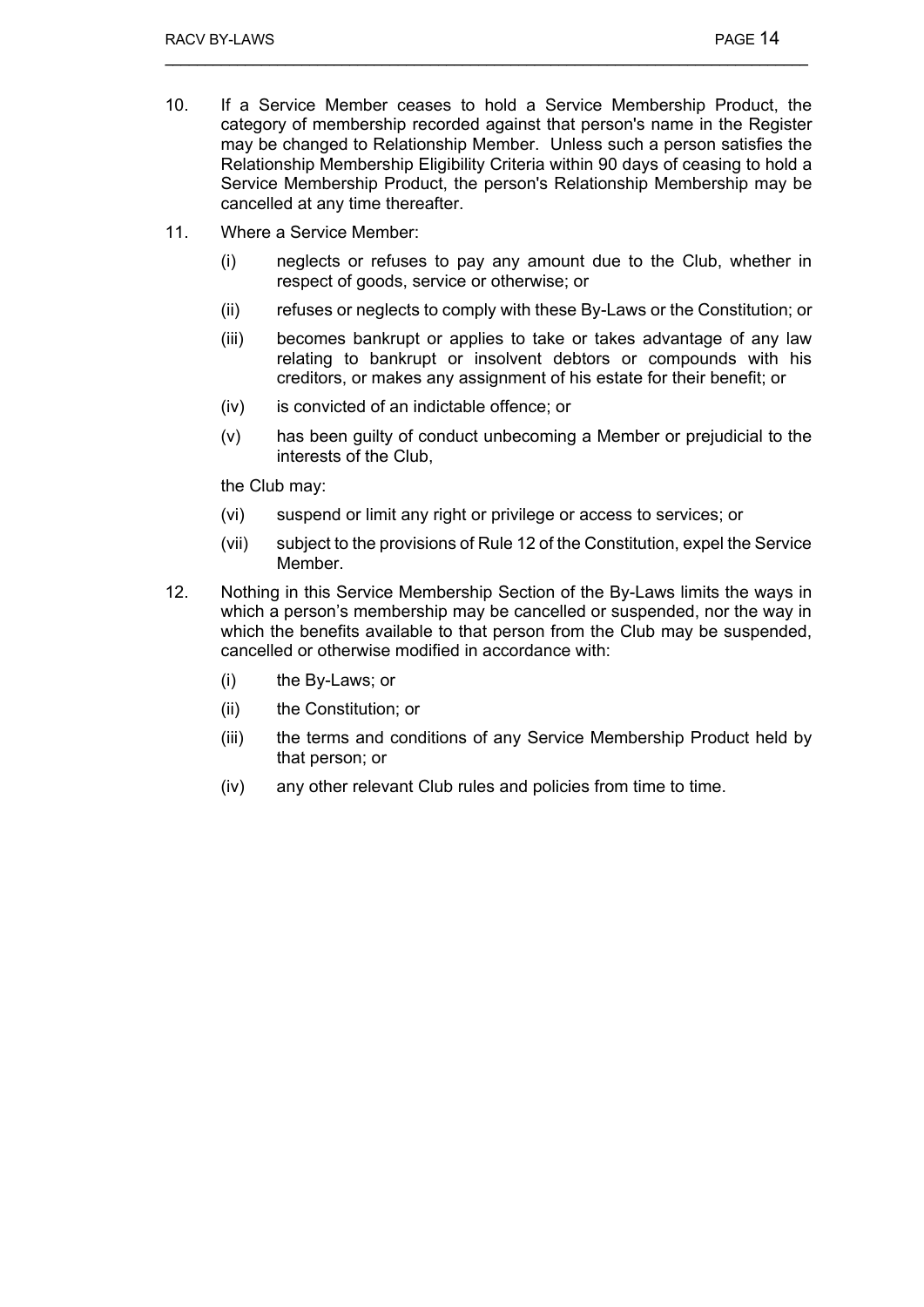10. If a Service Member ceases to hold a Service Membership Product, the category of membership recorded against that person's name in the Register may be changed to Relationship Member. Unless such a person satisfies the Relationship Membership Eligibility Criteria within 90 days of ceasing to hold a Service Membership Product, the person's Relationship Membership may be cancelled at any time thereafter.

11. Where a Service Member:

    (i) neglects or refuses to pay any amount due to the Club, whether in respect of goods, service or otherwise; or

    (ii) refuses or neglects to comply with these By-Laws or the Constitution; or

    (iii) becomes bankrupt or applies to take or takes advantage of any law relating to bankrupt or insolvent debtors or compounds with his creditors, or makes any assignment of his estate for their benefit; or

    (iv) is convicted of an indictable offence; or

    (v) has been guilty of conduct unbecoming a Member or prejudicial to the interests of the Club,

    the Club may:

    (vi) suspend or limit any right or privilege or access to services; or

    (vii) subject to the provisions of Rule 12 of the Constitution, expel the Service Member.

12. Nothing in this Service Membership Section of the By-Laws limits the ways in which a person's membership may be cancelled or suspended, nor the way in which the benefits available to that person from the Club may be suspended, cancelled or otherwise modified in accordance with:

    (i) the By-Laws; or

    (ii) the Constitution; or

    (iii) the terms and conditions of any Service Membership Product held by that person; or

    (iv) any other relevant Club rules and policies from time to time.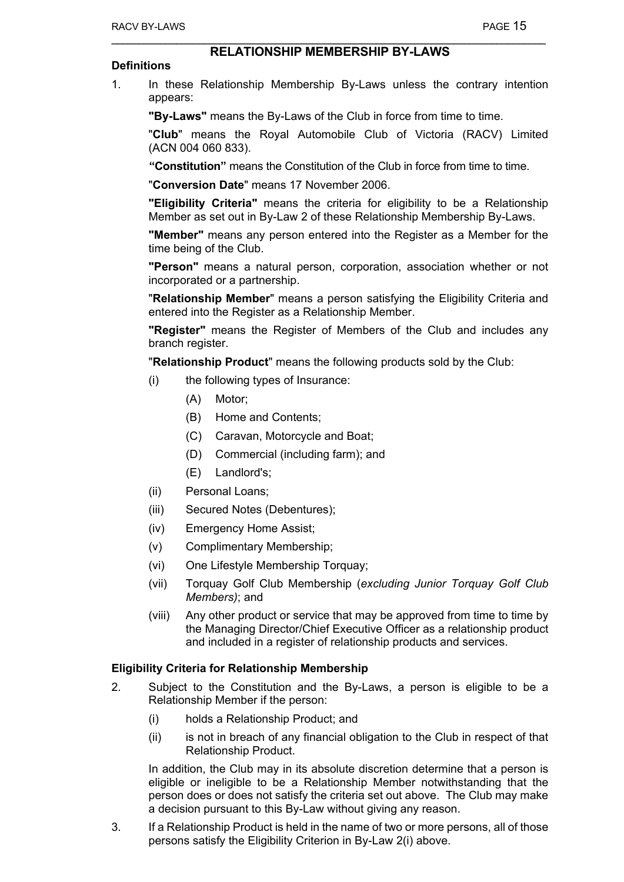## RELATIONSHIP MEMBERSHIP BY-LAWS

**Definitions**

1. In these Relationship Membership By-Laws unless the contrary intention appears:

   **"By-Laws"** means the By-Laws of the Club in force from time to time.

   "**Club**" means the Royal Automobile Club of Victoria (RACV) Limited (ACN 004 060 833).

   **"Constitution"** means the Constitution of the Club in force from time to time.

   "**Conversion Date**" means 17 November 2006.

   **"Eligibility Criteria"** means the criteria for eligibility to be a Relationship Member as set out in By-Law 2 of these Relationship Membership By-Laws.

   **"Member"** means any person entered into the Register as a Member for the time being of the Club.

   **"Person"** means a natural person, corporation, association whether or not incorporated or a partnership.

   "**Relationship Member**" means a person satisfying the Eligibility Criteria and entered into the Register as a Relationship Member.

   **"Register"** means the Register of Members of the Club and includes any branch register.

   "**Relationship Product**" means the following products sold by the Club:

   (i) the following types of Insurance:

      (A) Motor;

      (B) Home and Contents;

      (C) Caravan, Motorcycle and Boat;

      (D) Commercial (including farm); and

      (E) Landlord's;

   (ii) Personal Loans;

   (iii) Secured Notes (Debentures);

   (iv) Emergency Home Assist;

   (v) Complimentary Membership;

   (vi) One Lifestyle Membership Torquay;

   (vii) Torquay Golf Club Membership (*excluding Junior Torquay Golf Club Members)*; and

   (viii) Any other product or service that may be approved from time to time by the Managing Director/Chief Executive Officer as a relationship product and included in a register of relationship products and services.

**Eligibility Criteria for Relationship Membership**

2. Subject to the Constitution and the By-Laws, a person is eligible to be a Relationship Member if the person:

   (i) holds a Relationship Product; and

   (ii) is not in breach of any financial obligation to the Club in respect of that Relationship Product.

   In addition, the Club may in its absolute discretion determine that a person is eligible or ineligible to be a Relationship Member notwithstanding that the person does or does not satisfy the criteria set out above. The Club may make a decision pursuant to this By-Law without giving any reason.

3. If a Relationship Product is held in the name of two or more persons, all of those persons satisfy the Eligibility Criterion in By-Law 2(i) above.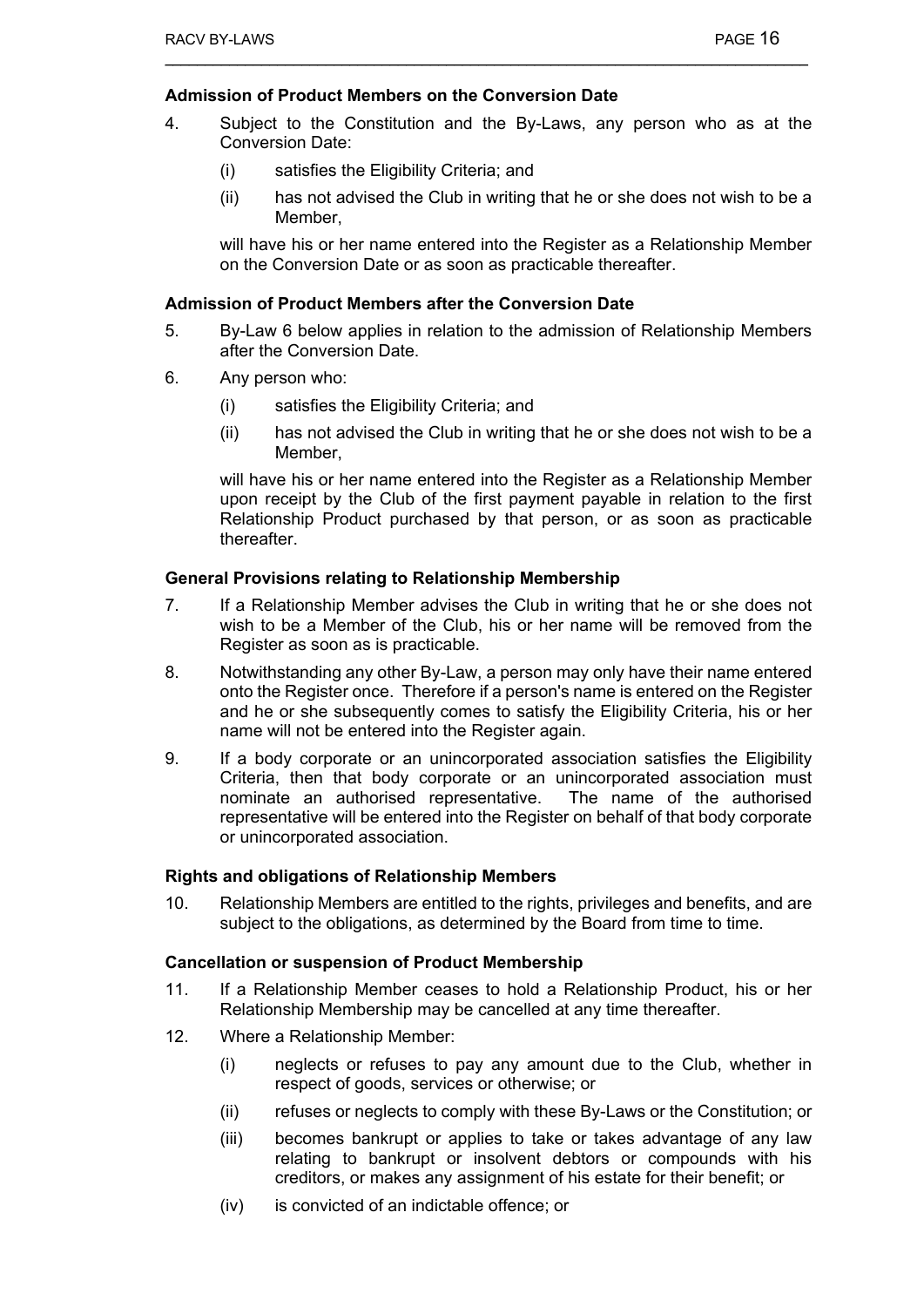### Admission of Product Members on the Conversion Date

4. Subject to the Constitution and the By-Laws, any person who as at the Conversion Date:

   (i) satisfies the Eligibility Criteria; and

   (ii) has not advised the Club in writing that he or she does not wish to be a Member,

   will have his or her name entered into the Register as a Relationship Member on the Conversion Date or as soon as practicable thereafter.

### Admission of Product Members after the Conversion Date

5. By-Law 6 below applies in relation to the admission of Relationship Members after the Conversion Date.

6. Any person who:

   (i) satisfies the Eligibility Criteria; and

   (ii) has not advised the Club in writing that he or she does not wish to be a Member,

   will have his or her name entered into the Register as a Relationship Member upon receipt by the Club of the first payment payable in relation to the first Relationship Product purchased by that person, or as soon as practicable thereafter.

### General Provisions relating to Relationship Membership

7. If a Relationship Member advises the Club in writing that he or she does not wish to be a Member of the Club, his or her name will be removed from the Register as soon as is practicable.

8. Notwithstanding any other By-Law, a person may only have their name entered onto the Register once. Therefore if a person's name is entered on the Register and he or she subsequently comes to satisfy the Eligibility Criteria, his or her name will not be entered into the Register again.

9. If a body corporate or an unincorporated association satisfies the Eligibility Criteria, then that body corporate or an unincorporated association must nominate an authorised representative. The name of the authorised representative will be entered into the Register on behalf of that body corporate or unincorporated association.

### Rights and obligations of Relationship Members

10. Relationship Members are entitled to the rights, privileges and benefits, and are subject to the obligations, as determined by the Board from time to time.

### Cancellation or suspension of Product Membership

11. If a Relationship Member ceases to hold a Relationship Product, his or her Relationship Membership may be cancelled at any time thereafter.

12. Where a Relationship Member:

    (i) neglects or refuses to pay any amount due to the Club, whether in respect of goods, services or otherwise; or

    (ii) refuses or neglects to comply with these By-Laws or the Constitution; or

    (iii) becomes bankrupt or applies to take or takes advantage of any law relating to bankrupt or insolvent debtors or compounds with his creditors, or makes any assignment of his estate for their benefit; or

    (iv) is convicted of an indictable offence; or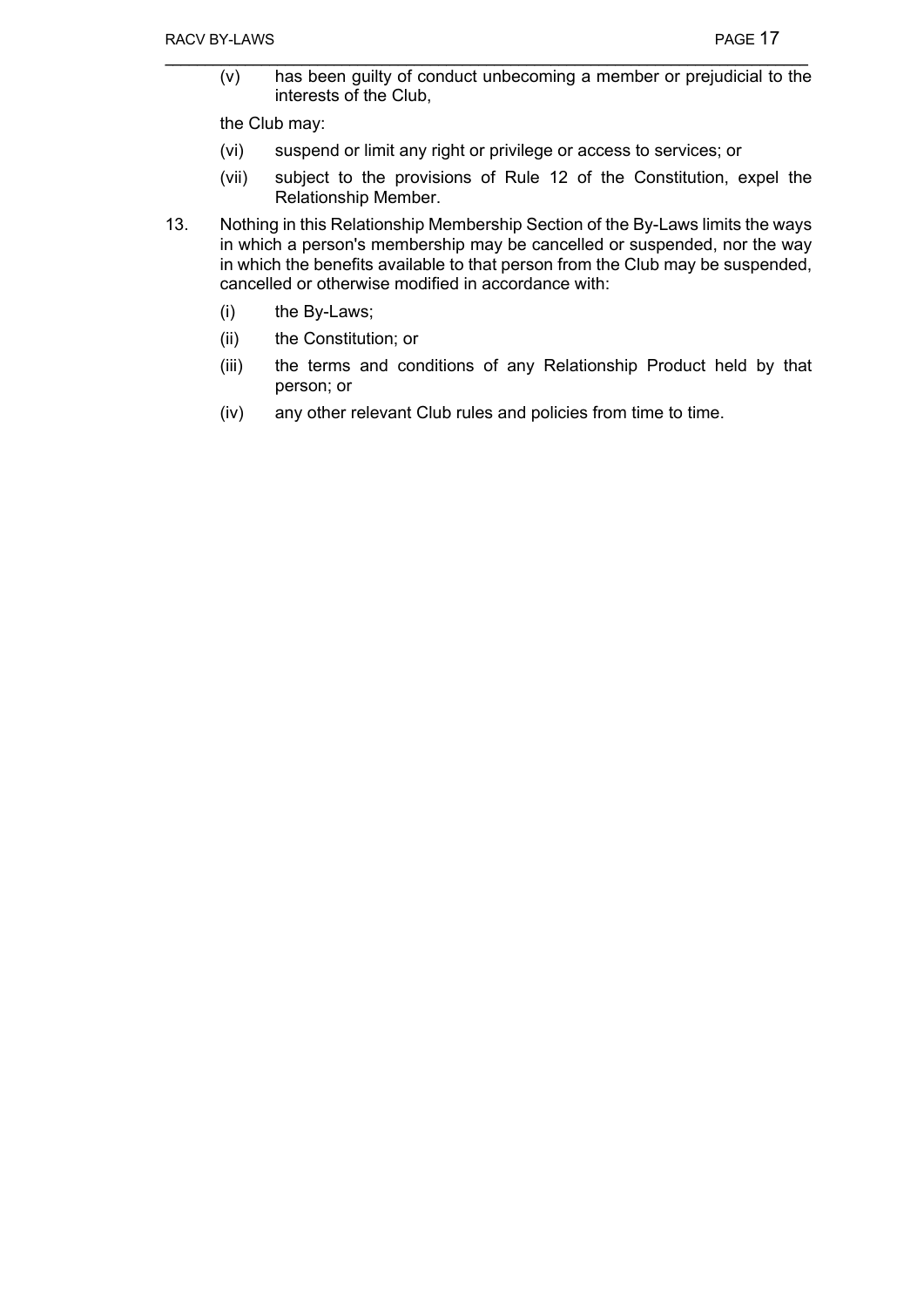(v) has been guilty of conduct unbecoming a member or prejudicial to the interests of the Club,

the Club may:

(vi) suspend or limit any right or privilege or access to services; or

(vii) subject to the provisions of Rule 12 of the Constitution, expel the Relationship Member.

13. Nothing in this Relationship Membership Section of the By-Laws limits the ways in which a person's membership may be cancelled or suspended, nor the way in which the benefits available to that person from the Club may be suspended, cancelled or otherwise modified in accordance with:

    (i) the By-Laws;

    (ii) the Constitution; or

    (iii) the terms and conditions of any Relationship Product held by that person; or

    (iv) any other relevant Club rules and policies from time to time.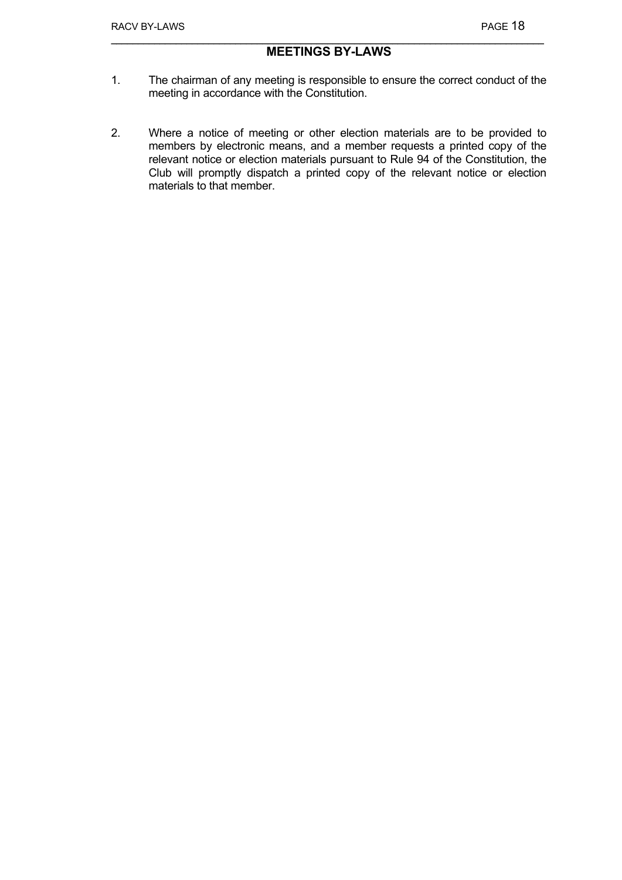## MEETINGS BY-LAWS

1. The chairman of any meeting is responsible to ensure the correct conduct of the meeting in accordance with the Constitution.

2. Where a notice of meeting or other election materials are to be provided to members by electronic means, and a member requests a printed copy of the relevant notice or election materials pursuant to Rule 94 of the Constitution, the Club will promptly dispatch a printed copy of the relevant notice or election materials to that member.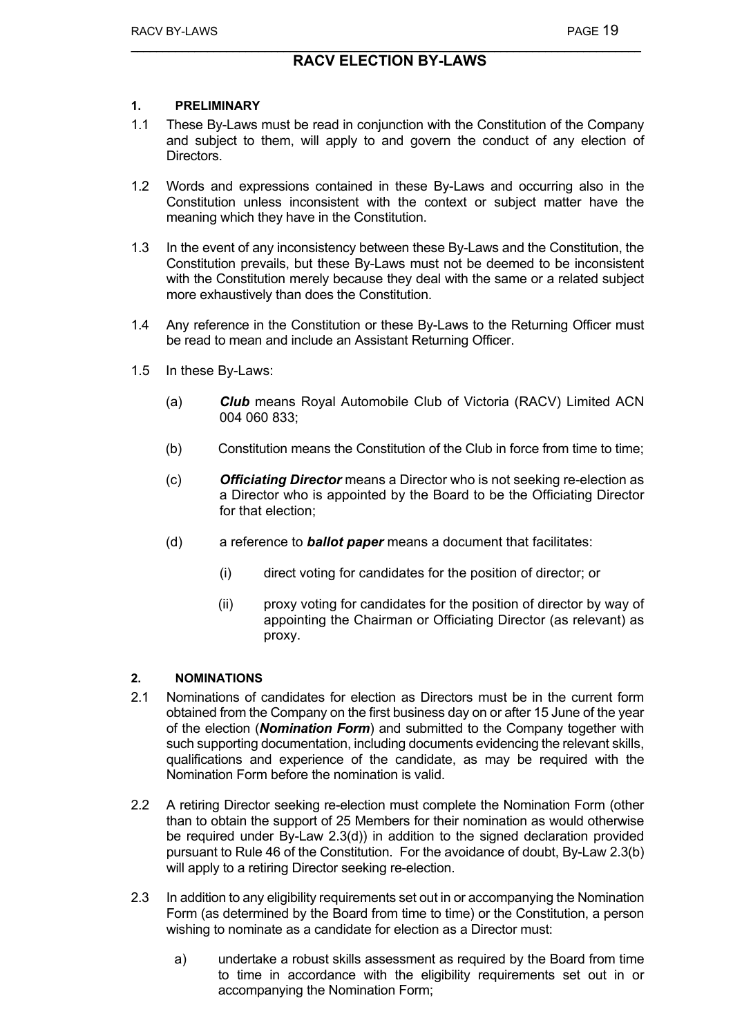# RACV ELECTION BY-LAWS

## 1. PRELIMINARY

1.1 These By-Laws must be read in conjunction with the Constitution of the Company and subject to them, will apply to and govern the conduct of any election of Directors.

1.2 Words and expressions contained in these By-Laws and occurring also in the Constitution unless inconsistent with the context or subject matter have the meaning which they have in the Constitution.

1.3 In the event of any inconsistency between these By-Laws and the Constitution, the Constitution prevails, but these By-Laws must not be deemed to be inconsistent with the Constitution merely because they deal with the same or a related subject more exhaustively than does the Constitution.

1.4 Any reference in the Constitution or these By-Laws to the Returning Officer must be read to mean and include an Assistant Returning Officer.

1.5 In these By-Laws:

(a) ***Club*** means Royal Automobile Club of Victoria (RACV) Limited ACN 004 060 833;

(b) Constitution means the Constitution of the Club in force from time to time;

(c) ***Officiating Director*** means a Director who is not seeking re-election as a Director who is appointed by the Board to be the Officiating Director for that election;

(d) a reference to ***ballot paper*** means a document that facilitates:

(i) direct voting for candidates for the position of director; or

(ii) proxy voting for candidates for the position of director by way of appointing the Chairman or Officiating Director (as relevant) as proxy.

## 2. NOMINATIONS

2.1 Nominations of candidates for election as Directors must be in the current form obtained from the Company on the first business day on or after 15 June of the year of the election (***Nomination Form***) and submitted to the Company together with such supporting documentation, including documents evidencing the relevant skills, qualifications and experience of the candidate, as may be required with the Nomination Form before the nomination is valid.

2.2 A retiring Director seeking re-election must complete the Nomination Form (other than to obtain the support of 25 Members for their nomination as would otherwise be required under By-Law 2.3(d)) in addition to the signed declaration provided pursuant to Rule 46 of the Constitution. For the avoidance of doubt, By-Law 2.3(b) will apply to a retiring Director seeking re-election.

2.3 In addition to any eligibility requirements set out in or accompanying the Nomination Form (as determined by the Board from time to time) or the Constitution, a person wishing to nominate as a candidate for election as a Director must:

a) undertake a robust skills assessment as required by the Board from time to time in accordance with the eligibility requirements set out in or accompanying the Nomination Form;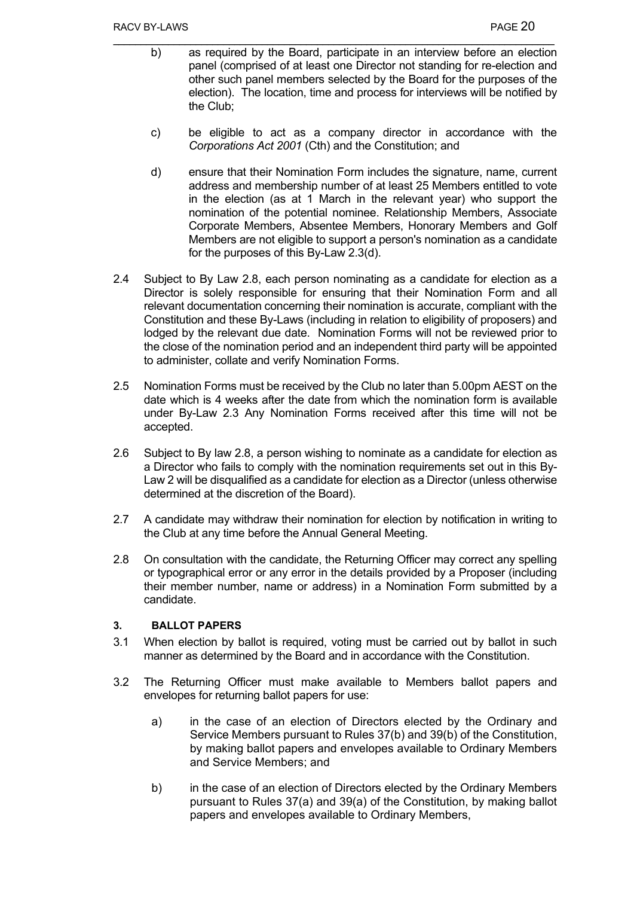b) as required by the Board, participate in an interview before an election panel (comprised of at least one Director not standing for re-election and other such panel members selected by the Board for the purposes of the election). The location, time and process for interviews will be notified by the Club;

c) be eligible to act as a company director in accordance with the *Corporations Act 2001* (Cth) and the Constitution; and

d) ensure that their Nomination Form includes the signature, name, current address and membership number of at least 25 Members entitled to vote in the election (as at 1 March in the relevant year) who support the nomination of the potential nominee. Relationship Members, Associate Corporate Members, Absentee Members, Honorary Members and Golf Members are not eligible to support a person's nomination as a candidate for the purposes of this By-Law 2.3(d).

2.4 Subject to By Law 2.8, each person nominating as a candidate for election as a Director is solely responsible for ensuring that their Nomination Form and all relevant documentation concerning their nomination is accurate, compliant with the Constitution and these By-Laws (including in relation to eligibility of proposers) and lodged by the relevant due date. Nomination Forms will not be reviewed prior to the close of the nomination period and an independent third party will be appointed to administer, collate and verify Nomination Forms.

2.5 Nomination Forms must be received by the Club no later than 5.00pm AEST on the date which is 4 weeks after the date from which the nomination form is available under By-Law 2.3 Any Nomination Forms received after this time will not be accepted.

2.6 Subject to By law 2.8, a person wishing to nominate as a candidate for election as a Director who fails to comply with the nomination requirements set out in this By-Law 2 will be disqualified as a candidate for election as a Director (unless otherwise determined at the discretion of the Board).

2.7 A candidate may withdraw their nomination for election by notification in writing to the Club at any time before the Annual General Meeting.

2.8 On consultation with the candidate, the Returning Officer may correct any spelling or typographical error or any error in the details provided by a Proposer (including their member number, name or address) in a Nomination Form submitted by a candidate.

### 3. BALLOT PAPERS

3.1 When election by ballot is required, voting must be carried out by ballot in such manner as determined by the Board and in accordance with the Constitution.

3.2 The Returning Officer must make available to Members ballot papers and envelopes for returning ballot papers for use:

a) in the case of an election of Directors elected by the Ordinary and Service Members pursuant to Rules 37(b) and 39(b) of the Constitution, by making ballot papers and envelopes available to Ordinary Members and Service Members; and

b) in the case of an election of Directors elected by the Ordinary Members pursuant to Rules 37(a) and 39(a) of the Constitution, by making ballot papers and envelopes available to Ordinary Members,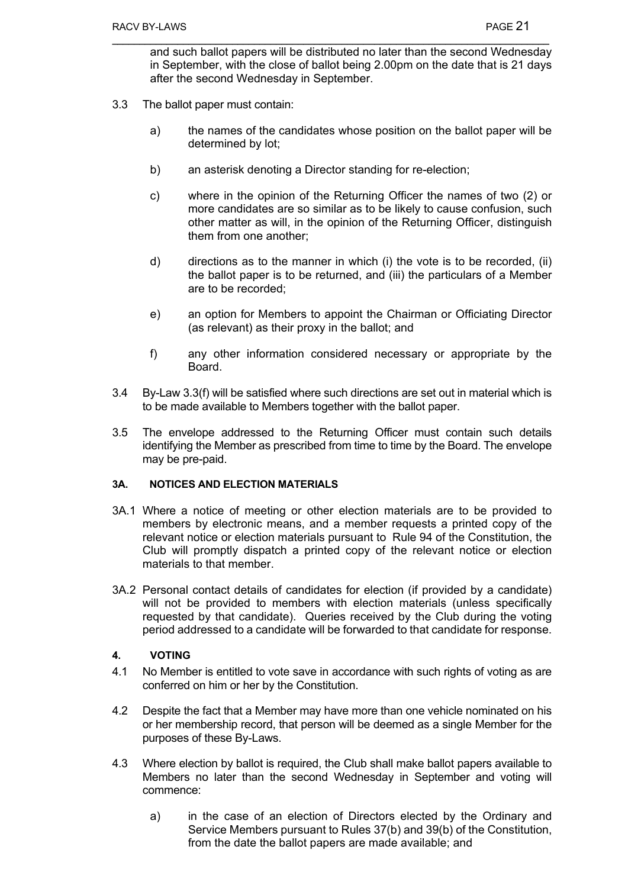and such ballot papers will be distributed no later than the second Wednesday in September, with the close of ballot being 2.00pm on the date that is 21 days after the second Wednesday in September.

3.3 The ballot paper must contain:

a) the names of the candidates whose position on the ballot paper will be determined by lot;

b) an asterisk denoting a Director standing for re-election;

c) where in the opinion of the Returning Officer the names of two (2) or more candidates are so similar as to be likely to cause confusion, such other matter as will, in the opinion of the Returning Officer, distinguish them from one another;

d) directions as to the manner in which (i) the vote is to be recorded, (ii) the ballot paper is to be returned, and (iii) the particulars of a Member are to be recorded;

e) an option for Members to appoint the Chairman or Officiating Director (as relevant) as their proxy in the ballot; and

f) any other information considered necessary or appropriate by the Board.

3.4 By-Law 3.3(f) will be satisfied where such directions are set out in material which is to be made available to Members together with the ballot paper.

3.5 The envelope addressed to the Returning Officer must contain such details identifying the Member as prescribed from time to time by the Board. The envelope may be pre-paid.

### 3A. NOTICES AND ELECTION MATERIALS

3A.1 Where a notice of meeting or other election materials are to be provided to members by electronic means, and a member requests a printed copy of the relevant notice or election materials pursuant to Rule 94 of the Constitution, the Club will promptly dispatch a printed copy of the relevant notice or election materials to that member.

3A.2 Personal contact details of candidates for election (if provided by a candidate) will not be provided to members with election materials (unless specifically requested by that candidate). Queries received by the Club during the voting period addressed to a candidate will be forwarded to that candidate for response.

### 4. VOTING

4.1 No Member is entitled to vote save in accordance with such rights of voting as are conferred on him or her by the Constitution.

4.2 Despite the fact that a Member may have more than one vehicle nominated on his or her membership record, that person will be deemed as a single Member for the purposes of these By-Laws.

4.3 Where election by ballot is required, the Club shall make ballot papers available to Members no later than the second Wednesday in September and voting will commence:

a) in the case of an election of Directors elected by the Ordinary and Service Members pursuant to Rules 37(b) and 39(b) of the Constitution, from the date the ballot papers are made available; and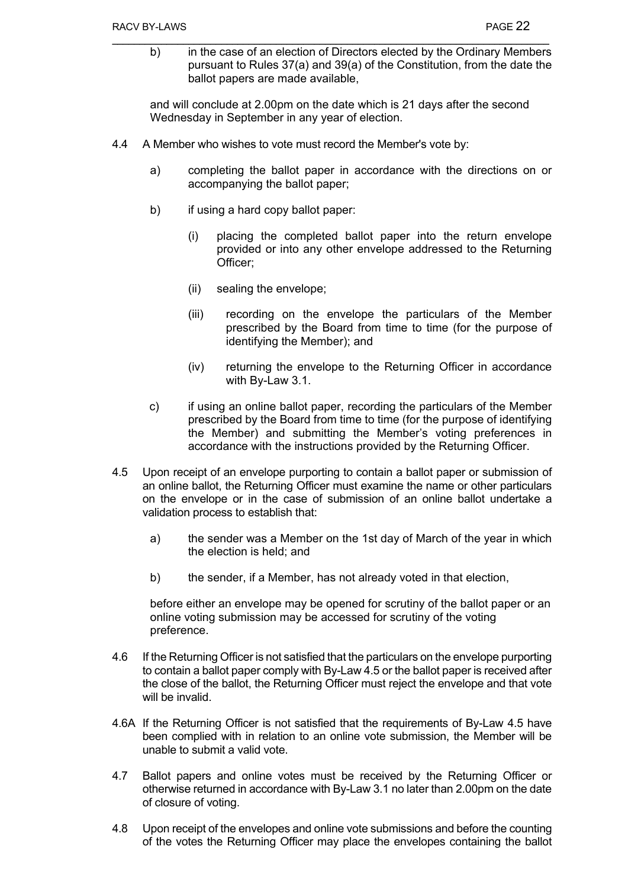b) in the case of an election of Directors elected by the Ordinary Members pursuant to Rules 37(a) and 39(a) of the Constitution, from the date the ballot papers are made available,

and will conclude at 2.00pm on the date which is 21 days after the second Wednesday in September in any year of election.

4.4 A Member who wishes to vote must record the Member's vote by:

a) completing the ballot paper in accordance with the directions on or accompanying the ballot paper;

b) if using a hard copy ballot paper:

(i) placing the completed ballot paper into the return envelope provided or into any other envelope addressed to the Returning Officer;

(ii) sealing the envelope;

(iii) recording on the envelope the particulars of the Member prescribed by the Board from time to time (for the purpose of identifying the Member); and

(iv) returning the envelope to the Returning Officer in accordance with By-Law 3.1.

c) if using an online ballot paper, recording the particulars of the Member prescribed by the Board from time to time (for the purpose of identifying the Member) and submitting the Member's voting preferences in accordance with the instructions provided by the Returning Officer.

4.5 Upon receipt of an envelope purporting to contain a ballot paper or submission of an online ballot, the Returning Officer must examine the name or other particulars on the envelope or in the case of submission of an online ballot undertake a validation process to establish that:

a) the sender was a Member on the 1st day of March of the year in which the election is held; and

b) the sender, if a Member, has not already voted in that election,

before either an envelope may be opened for scrutiny of the ballot paper or an online voting submission may be accessed for scrutiny of the voting preference.

4.6 If the Returning Officer is not satisfied that the particulars on the envelope purporting to contain a ballot paper comply with By-Law 4.5 or the ballot paper is received after the close of the ballot, the Returning Officer must reject the envelope and that vote will be invalid.

4.6A If the Returning Officer is not satisfied that the requirements of By-Law 4.5 have been complied with in relation to an online vote submission, the Member will be unable to submit a valid vote.

4.7 Ballot papers and online votes must be received by the Returning Officer or otherwise returned in accordance with By-Law 3.1 no later than 2.00pm on the date of closure of voting.

4.8 Upon receipt of the envelopes and online vote submissions and before the counting of the votes the Returning Officer may place the envelopes containing the ballot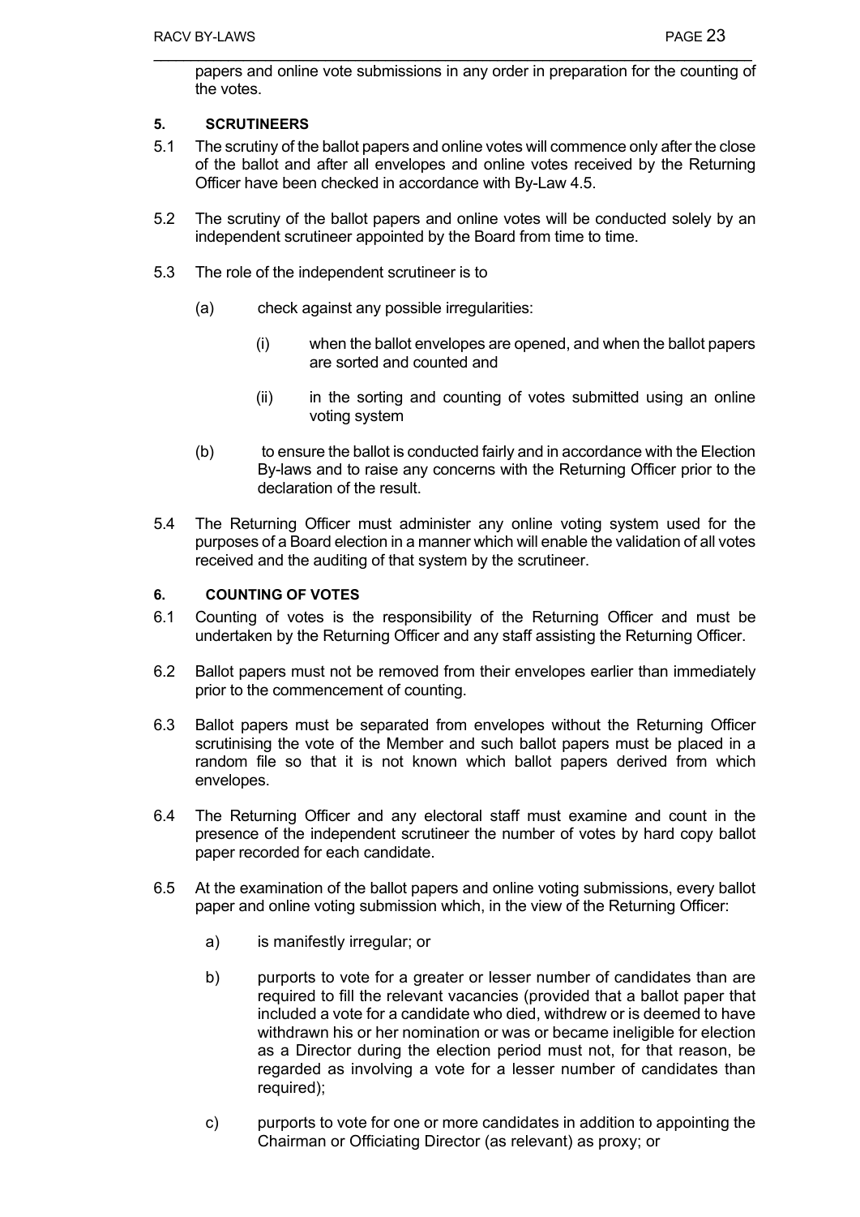papers and online vote submissions in any order in preparation for the counting of the votes.

**5. SCRUTINEERS**

5.1 The scrutiny of the ballot papers and online votes will commence only after the close of the ballot and after all envelopes and online votes received by the Returning Officer have been checked in accordance with By-Law 4.5.

5.2 The scrutiny of the ballot papers and online votes will be conducted solely by an independent scrutineer appointed by the Board from time to time.

5.3 The role of the independent scrutineer is to

(a) check against any possible irregularities:

(i) when the ballot envelopes are opened, and when the ballot papers are sorted and counted and

(ii) in the sorting and counting of votes submitted using an online voting system

(b) to ensure the ballot is conducted fairly and in accordance with the Election By-laws and to raise any concerns with the Returning Officer prior to the declaration of the result.

5.4 The Returning Officer must administer any online voting system used for the purposes of a Board election in a manner which will enable the validation of all votes received and the auditing of that system by the scrutineer.

**6. COUNTING OF VOTES**

6.1 Counting of votes is the responsibility of the Returning Officer and must be undertaken by the Returning Officer and any staff assisting the Returning Officer.

6.2 Ballot papers must not be removed from their envelopes earlier than immediately prior to the commencement of counting.

6.3 Ballot papers must be separated from envelopes without the Returning Officer scrutinising the vote of the Member and such ballot papers must be placed in a random file so that it is not known which ballot papers derived from which envelopes.

6.4 The Returning Officer and any electoral staff must examine and count in the presence of the independent scrutineer the number of votes by hard copy ballot paper recorded for each candidate.

6.5 At the examination of the ballot papers and online voting submissions, every ballot paper and online voting submission which, in the view of the Returning Officer:

a) is manifestly irregular; or

b) purports to vote for a greater or lesser number of candidates than are required to fill the relevant vacancies (provided that a ballot paper that included a vote for a candidate who died, withdrew or is deemed to have withdrawn his or her nomination or was or became ineligible for election as a Director during the election period must not, for that reason, be regarded as involving a vote for a lesser number of candidates than required);

c) purports to vote for one or more candidates in addition to appointing the Chairman or Officiating Director (as relevant) as proxy; or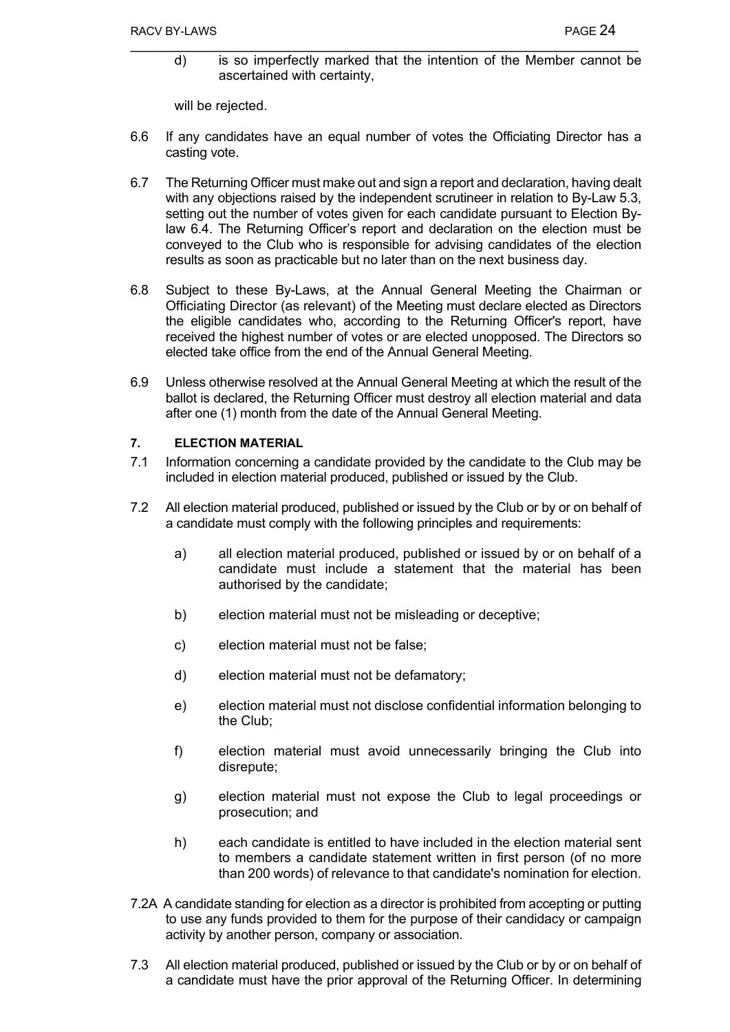d) is so imperfectly marked that the intention of the Member cannot be ascertained with certainty,

will be rejected.

6.6 If any candidates have an equal number of votes the Officiating Director has a casting vote.

6.7 The Returning Officer must make out and sign a report and declaration, having dealt with any objections raised by the independent scrutineer in relation to By-Law 5.3, setting out the number of votes given for each candidate pursuant to Election By-law 6.4. The Returning Officer's report and declaration on the election must be conveyed to the Club who is responsible for advising candidates of the election results as soon as practicable but no later than on the next business day.

6.8 Subject to these By-Laws, at the Annual General Meeting the Chairman or Officiating Director (as relevant) of the Meeting must declare elected as Directors the eligible candidates who, according to the Returning Officer's report, have received the highest number of votes or are elected unopposed. The Directors so elected take office from the end of the Annual General Meeting.

6.9 Unless otherwise resolved at the Annual General Meeting at which the result of the ballot is declared, the Returning Officer must destroy all election material and data after one (1) month from the date of the Annual General Meeting.

## 7. ELECTION MATERIAL

7.1 Information concerning a candidate provided by the candidate to the Club may be included in election material produced, published or issued by the Club.

7.2 All election material produced, published or issued by the Club or by or on behalf of a candidate must comply with the following principles and requirements:

a) all election material produced, published or issued by or on behalf of a candidate must include a statement that the material has been authorised by the candidate;

b) election material must not be misleading or deceptive;

c) election material must not be false;

d) election material must not be defamatory;

e) election material must not disclose confidential information belonging to the Club;

f) election material must avoid unnecessarily bringing the Club into disrepute;

g) election material must not expose the Club to legal proceedings or prosecution; and

h) each candidate is entitled to have included in the election material sent to members a candidate statement written in first person (of no more than 200 words) of relevance to that candidate's nomination for election.

7.2A A candidate standing for election as a director is prohibited from accepting or putting to use any funds provided to them for the purpose of their candidacy or campaign activity by another person, company or association.

7.3 All election material produced, published or issued by the Club or by or on behalf of a candidate must have the prior approval of the Returning Officer. In determining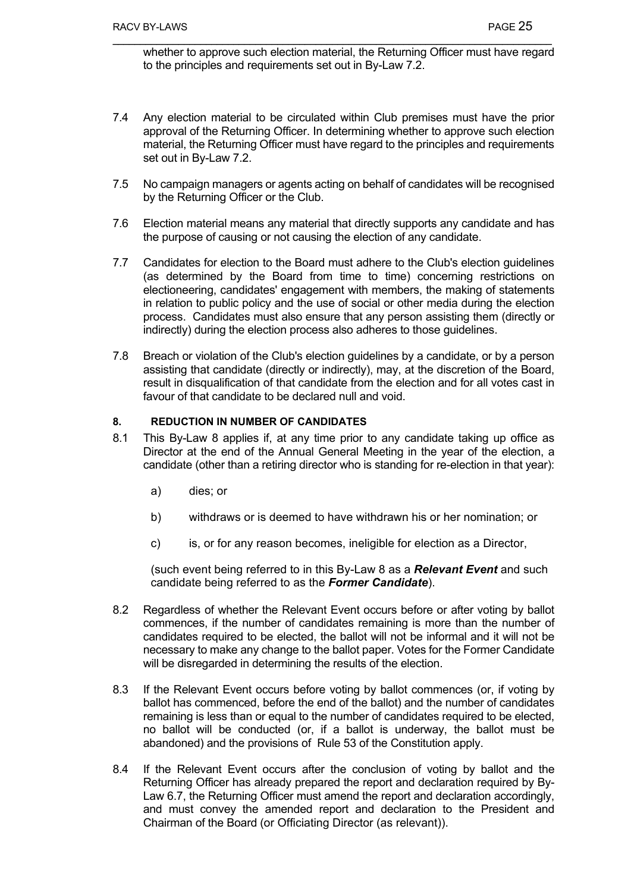whether to approve such election material, the Returning Officer must have regard to the principles and requirements set out in By-Law 7.2.

7.4 Any election material to be circulated within Club premises must have the prior approval of the Returning Officer. In determining whether to approve such election material, the Returning Officer must have regard to the principles and requirements set out in By-Law 7.2.

7.5 No campaign managers or agents acting on behalf of candidates will be recognised by the Returning Officer or the Club.

7.6 Election material means any material that directly supports any candidate and has the purpose of causing or not causing the election of any candidate.

7.7 Candidates for election to the Board must adhere to the Club's election guidelines (as determined by the Board from time to time) concerning restrictions on electioneering, candidates' engagement with members, the making of statements in relation to public policy and the use of social or other media during the election process. Candidates must also ensure that any person assisting them (directly or indirectly) during the election process also adheres to those guidelines.

7.8 Breach or violation of the Club's election guidelines by a candidate, or by a person assisting that candidate (directly or indirectly), may, at the discretion of the Board, result in disqualification of that candidate from the election and for all votes cast in favour of that candidate to be declared null and void.

## 8. REDUCTION IN NUMBER OF CANDIDATES

8.1 This By-Law 8 applies if, at any time prior to any candidate taking up office as Director at the end of the Annual General Meeting in the year of the election, a candidate (other than a retiring director who is standing for re-election in that year):

a) dies; or

b) withdraws or is deemed to have withdrawn his or her nomination; or

c) is, or for any reason becomes, ineligible for election as a Director,

(such event being referred to in this By-Law 8 as a ***Relevant Event*** and such candidate being referred to as the ***Former Candidate***).

8.2 Regardless of whether the Relevant Event occurs before or after voting by ballot commences, if the number of candidates remaining is more than the number of candidates required to be elected, the ballot will not be informal and it will not be necessary to make any change to the ballot paper. Votes for the Former Candidate will be disregarded in determining the results of the election.

8.3 If the Relevant Event occurs before voting by ballot commences (or, if voting by ballot has commenced, before the end of the ballot) and the number of candidates remaining is less than or equal to the number of candidates required to be elected, no ballot will be conducted (or, if a ballot is underway, the ballot must be abandoned) and the provisions of Rule 53 of the Constitution apply.

8.4 If the Relevant Event occurs after the conclusion of voting by ballot and the Returning Officer has already prepared the report and declaration required by By-Law 6.7, the Returning Officer must amend the report and declaration accordingly, and must convey the amended report and declaration to the President and Chairman of the Board (or Officiating Director (as relevant)).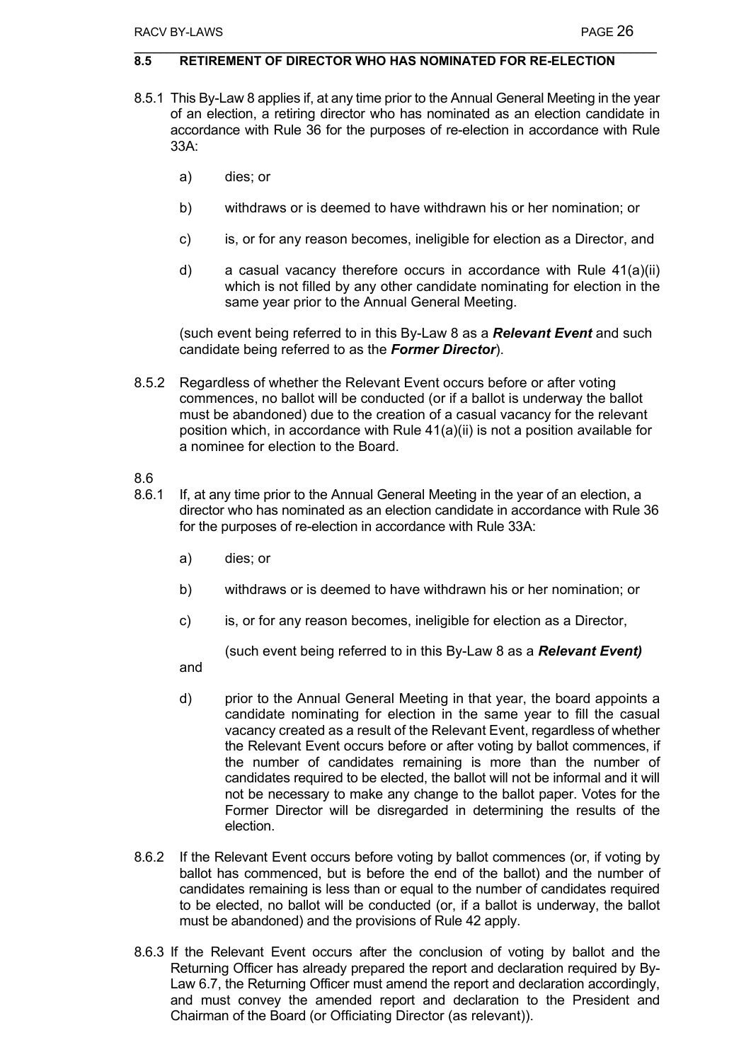## 8.5 RETIREMENT OF DIRECTOR WHO HAS NOMINATED FOR RE-ELECTION

8.5.1 This By-Law 8 applies if, at any time prior to the Annual General Meeting in the year of an election, a retiring director who has nominated as an election candidate in accordance with Rule 36 for the purposes of re-election in accordance with Rule 33A:

a) dies; or

b) withdraws or is deemed to have withdrawn his or her nomination; or

c) is, or for any reason becomes, ineligible for election as a Director, and

d) a casual vacancy therefore occurs in accordance with Rule 41(a)(ii) which is not filled by any other candidate nominating for election in the same year prior to the Annual General Meeting.

(such event being referred to in this By-Law 8 as a ***Relevant Event*** and such candidate being referred to as the ***Former Director***).

8.5.2 Regardless of whether the Relevant Event occurs before or after voting commences, no ballot will be conducted (or if a ballot is underway the ballot must be abandoned) due to the creation of a casual vacancy for the relevant position which, in accordance with Rule 41(a)(ii) is not a position available for a nominee for election to the Board.

8.6

8.6.1 If, at any time prior to the Annual General Meeting in the year of an election, a director who has nominated as an election candidate in accordance with Rule 36 for the purposes of re-election in accordance with Rule 33A:

a) dies; or

b) withdraws or is deemed to have withdrawn his or her nomination; or

c) is, or for any reason becomes, ineligible for election as a Director,

(such event being referred to in this By-Law 8 as a ***Relevant Event)***

and

d) prior to the Annual General Meeting in that year, the board appoints a candidate nominating for election in the same year to fill the casual vacancy created as a result of the Relevant Event, regardless of whether the Relevant Event occurs before or after voting by ballot commences, if the number of candidates remaining is more than the number of candidates required to be elected, the ballot will not be informal and it will not be necessary to make any change to the ballot paper. Votes for the Former Director will be disregarded in determining the results of the election.

8.6.2 If the Relevant Event occurs before voting by ballot commences (or, if voting by ballot has commenced, but is before the end of the ballot) and the number of candidates remaining is less than or equal to the number of candidates required to be elected, no ballot will be conducted (or, if a ballot is underway, the ballot must be abandoned) and the provisions of Rule 42 apply.

8.6.3 If the Relevant Event occurs after the conclusion of voting by ballot and the Returning Officer has already prepared the report and declaration required by By-Law 6.7, the Returning Officer must amend the report and declaration accordingly, and must convey the amended report and declaration to the President and Chairman of the Board (or Officiating Director (as relevant)).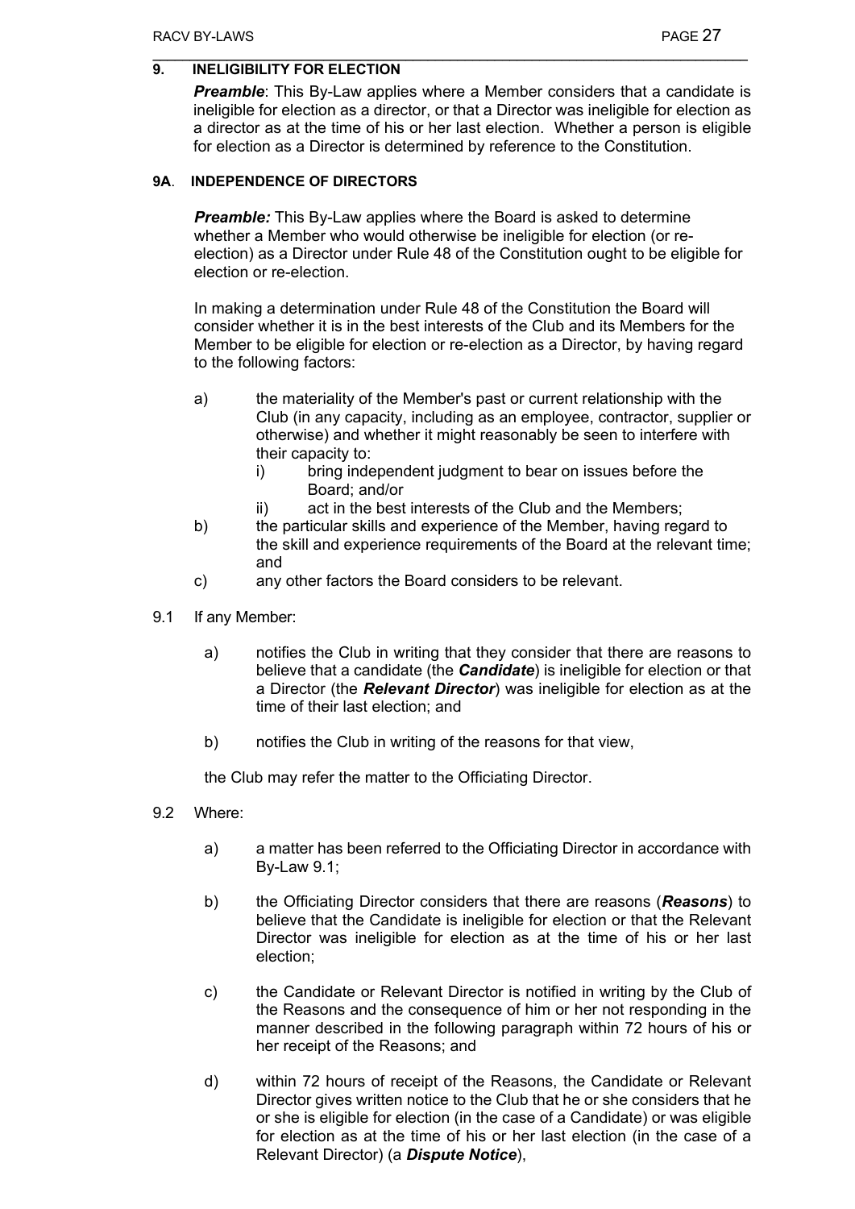## 9. INELIGIBILITY FOR ELECTION

***Preamble***: This By-Law applies where a Member considers that a candidate is ineligible for election as a director, or that a Director was ineligible for election as a director as at the time of his or her last election. Whether a person is eligible for election as a Director is determined by reference to the Constitution.

## 9A. INDEPENDENCE OF DIRECTORS

***Preamble:*** This By-Law applies where the Board is asked to determine whether a Member who would otherwise be ineligible for election (or re-election) as a Director under Rule 48 of the Constitution ought to be eligible for election or re-election.

In making a determination under Rule 48 of the Constitution the Board will consider whether it is in the best interests of the Club and its Members for the Member to be eligible for election or re-election as a Director, by having regard to the following factors:

a) the materiality of the Member's past or current relationship with the Club (in any capacity, including as an employee, contractor, supplier or otherwise) and whether it might reasonably be seen to interfere with their capacity to:
   i) bring independent judgment to bear on issues before the Board; and/or
   ii) act in the best interests of the Club and the Members;

b) the particular skills and experience of the Member, having regard to the skill and experience requirements of the Board at the relevant time; and

c) any other factors the Board considers to be relevant.

9.1 If any Member:

a) notifies the Club in writing that they consider that there are reasons to believe that a candidate (the ***Candidate***) is ineligible for election or that a Director (the ***Relevant Director***) was ineligible for election as at the time of their last election; and

b) notifies the Club in writing of the reasons for that view,

the Club may refer the matter to the Officiating Director.

9.2 Where:

a) a matter has been referred to the Officiating Director in accordance with By-Law 9.1;

b) the Officiating Director considers that there are reasons (***Reasons***) to believe that the Candidate is ineligible for election or that the Relevant Director was ineligible for election as at the time of his or her last election;

c) the Candidate or Relevant Director is notified in writing by the Club of the Reasons and the consequence of him or her not responding in the manner described in the following paragraph within 72 hours of his or her receipt of the Reasons; and

d) within 72 hours of receipt of the Reasons, the Candidate or Relevant Director gives written notice to the Club that he or she considers that he or she is eligible for election (in the case of a Candidate) or was eligible for election as at the time of his or her last election (in the case of a Relevant Director) (a ***Dispute Notice***),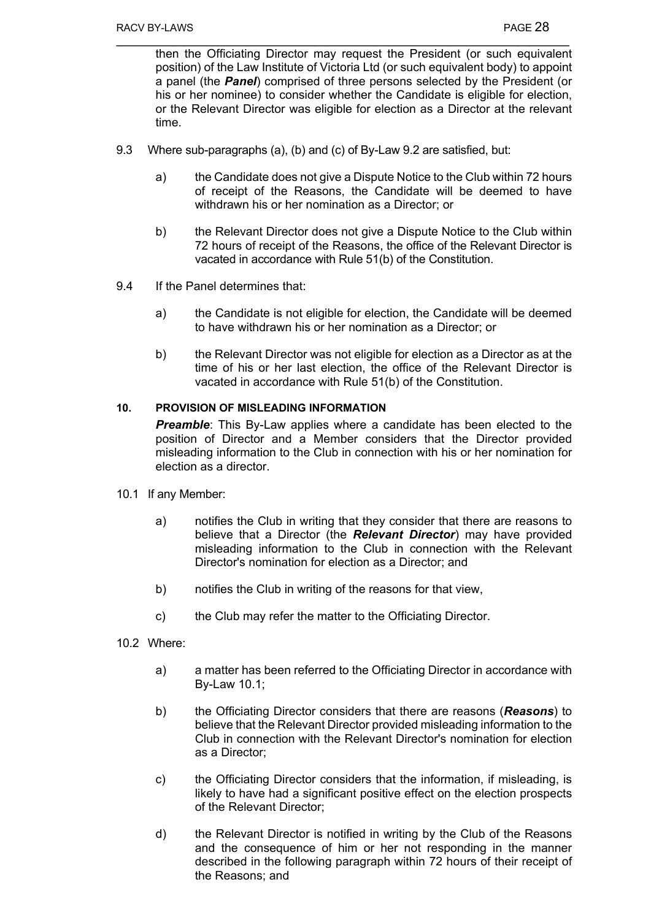then the Officiating Director may request the President (or such equivalent position) of the Law Institute of Victoria Ltd (or such equivalent body) to appoint a panel (the ***Panel***) comprised of three persons selected by the President (or his or her nominee) to consider whether the Candidate is eligible for election, or the Relevant Director was eligible for election as a Director at the relevant time.

9.3 Where sub-paragraphs (a), (b) and (c) of By-Law 9.2 are satisfied, but:

a) the Candidate does not give a Dispute Notice to the Club within 72 hours of receipt of the Reasons, the Candidate will be deemed to have withdrawn his or her nomination as a Director; or

b) the Relevant Director does not give a Dispute Notice to the Club within 72 hours of receipt of the Reasons, the office of the Relevant Director is vacated in accordance with Rule 51(b) of the Constitution.

9.4 If the Panel determines that:

a) the Candidate is not eligible for election, the Candidate will be deemed to have withdrawn his or her nomination as a Director; or

b) the Relevant Director was not eligible for election as a Director as at the time of his or her last election, the office of the Relevant Director is vacated in accordance with Rule 51(b) of the Constitution.

## 10. PROVISION OF MISLEADING INFORMATION

***Preamble***: This By-Law applies where a candidate has been elected to the position of Director and a Member considers that the Director provided misleading information to the Club in connection with his or her nomination for election as a director.

10.1 If any Member:

a) notifies the Club in writing that they consider that there are reasons to believe that a Director (the ***Relevant Director***) may have provided misleading information to the Club in connection with the Relevant Director's nomination for election as a Director; and

b) notifies the Club in writing of the reasons for that view,

c) the Club may refer the matter to the Officiating Director.

10.2 Where:

a) a matter has been referred to the Officiating Director in accordance with By-Law 10.1;

b) the Officiating Director considers that there are reasons (***Reasons***) to believe that the Relevant Director provided misleading information to the Club in connection with the Relevant Director's nomination for election as a Director;

c) the Officiating Director considers that the information, if misleading, is likely to have had a significant positive effect on the election prospects of the Relevant Director;

d) the Relevant Director is notified in writing by the Club of the Reasons and the consequence of him or her not responding in the manner described in the following paragraph within 72 hours of their receipt of the Reasons; and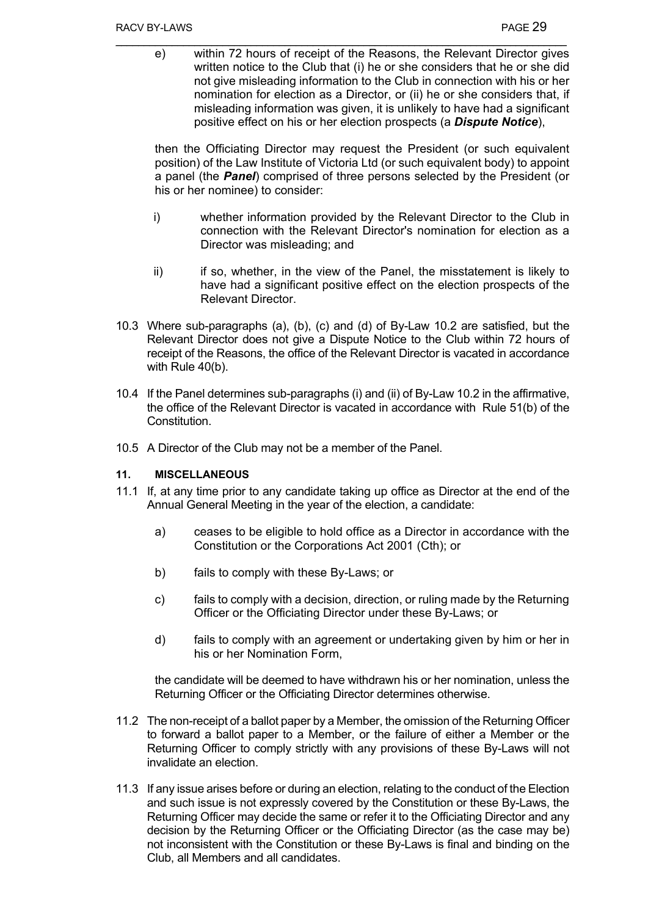e) within 72 hours of receipt of the Reasons, the Relevant Director gives written notice to the Club that (i) he or she considers that he or she did not give misleading information to the Club in connection with his or her nomination for election as a Director, or (ii) he or she considers that, if misleading information was given, it is unlikely to have had a significant positive effect on his or her election prospects (a ***Dispute Notice***),

then the Officiating Director may request the President (or such equivalent position) of the Law Institute of Victoria Ltd (or such equivalent body) to appoint a panel (the ***Panel***) comprised of three persons selected by the President (or his or her nominee) to consider:

i) whether information provided by the Relevant Director to the Club in connection with the Relevant Director's nomination for election as a Director was misleading; and

ii) if so, whether, in the view of the Panel, the misstatement is likely to have had a significant positive effect on the election prospects of the Relevant Director.

10.3 Where sub-paragraphs (a), (b), (c) and (d) of By-Law 10.2 are satisfied, but the Relevant Director does not give a Dispute Notice to the Club within 72 hours of receipt of the Reasons, the office of the Relevant Director is vacated in accordance with Rule 40(b).

10.4 If the Panel determines sub-paragraphs (i) and (ii) of By-Law 10.2 in the affirmative, the office of the Relevant Director is vacated in accordance with Rule 51(b) of the Constitution.

10.5 A Director of the Club may not be a member of the Panel.

#### 11. MISCELLANEOUS

11.1 If, at any time prior to any candidate taking up office as Director at the end of the Annual General Meeting in the year of the election, a candidate:

a) ceases to be eligible to hold office as a Director in accordance with the Constitution or the Corporations Act 2001 (Cth); or

b) fails to comply with these By-Laws; or

c) fails to comply with a decision, direction, or ruling made by the Returning Officer or the Officiating Director under these By-Laws; or

d) fails to comply with an agreement or undertaking given by him or her in his or her Nomination Form,

the candidate will be deemed to have withdrawn his or her nomination, unless the Returning Officer or the Officiating Director determines otherwise.

11.2 The non-receipt of a ballot paper by a Member, the omission of the Returning Officer to forward a ballot paper to a Member, or the failure of either a Member or the Returning Officer to comply strictly with any provisions of these By-Laws will not invalidate an election.

11.3 If any issue arises before or during an election, relating to the conduct of the Election and such issue is not expressly covered by the Constitution or these By-Laws, the Returning Officer may decide the same or refer it to the Officiating Director and any decision by the Returning Officer or the Officiating Director (as the case may be) not inconsistent with the Constitution or these By-Laws is final and binding on the Club, all Members and all candidates.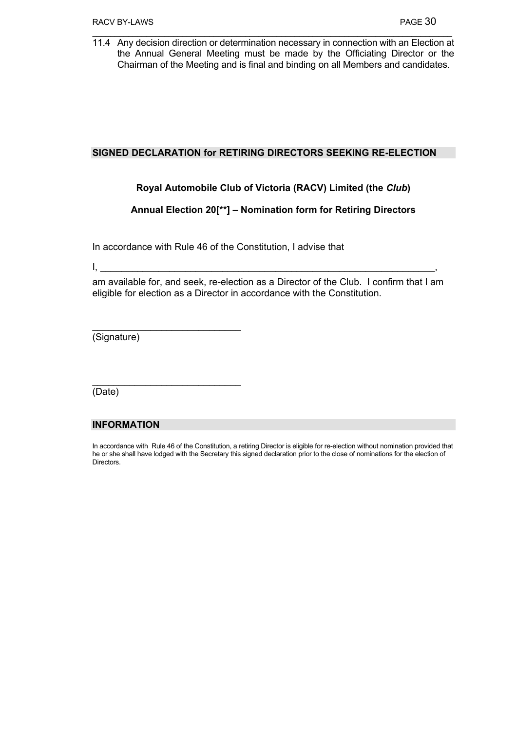11.4 Any decision direction or determination necessary in connection with an Election at the Annual General Meeting must be made by the Officiating Director or the Chairman of the Meeting and is final and binding on all Members and candidates.

## SIGNED DECLARATION for RETIRING DIRECTORS SEEKING RE-ELECTION

**Royal Automobile Club of Victoria (RACV) Limited (the *Club*)**

**Annual Election 20[**] – Nomination form for Retiring Directors**

In accordance with Rule 46 of the Constitution, I advise that

I, ________________________________________________________________,

am available for, and seek, re-election as a Director of the Club. I confirm that I am eligible for election as a Director in accordance with the Constitution.

____________________________
(Signature)

____________________________
(Date)

## INFORMATION

In accordance with Rule 46 of the Constitution, a retiring Director is eligible for re-election without nomination provided that he or she shall have lodged with the Secretary this signed declaration prior to the close of nominations for the election of Directors.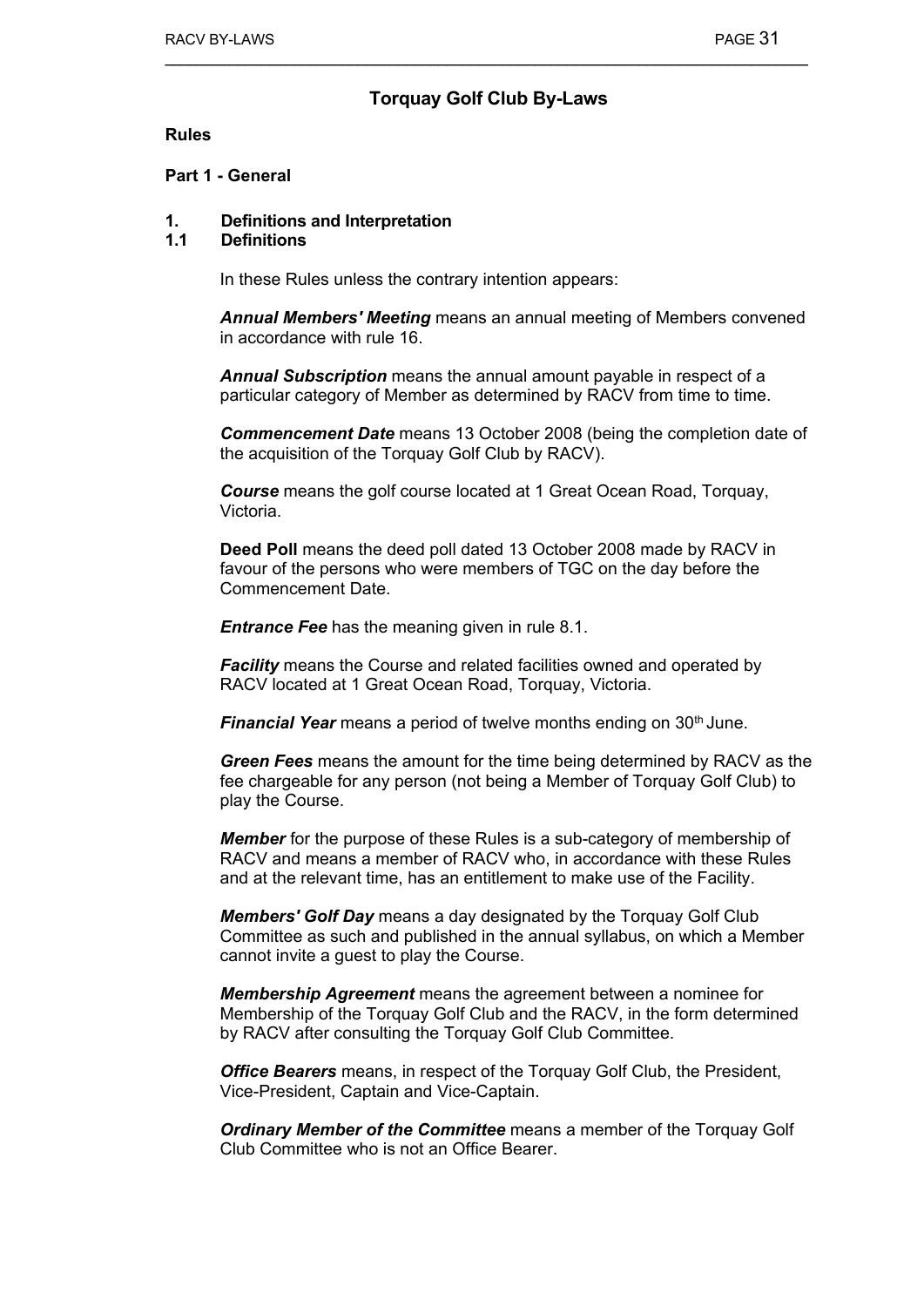# Torquay Golf Club By-Laws

**Rules**

**Part 1 - General**

## 1. Definitions and Interpretation

### 1.1 Definitions

In these Rules unless the contrary intention appears:

***Annual Members' Meeting*** means an annual meeting of Members convened in accordance with rule 16.

***Annual Subscription*** means the annual amount payable in respect of a particular category of Member as determined by RACV from time to time.

***Commencement Date*** means 13 October 2008 (being the completion date of the acquisition of the Torquay Golf Club by RACV).

***Course*** means the golf course located at 1 Great Ocean Road, Torquay, Victoria.

**Deed Poll** means the deed poll dated 13 October 2008 made by RACV in favour of the persons who were members of TGC on the day before the Commencement Date.

***Entrance Fee*** has the meaning given in rule 8.1.

***Facility*** means the Course and related facilities owned and operated by RACV located at 1 Great Ocean Road, Torquay, Victoria.

***Financial Year*** means a period of twelve months ending on 30th June.

***Green Fees*** means the amount for the time being determined by RACV as the fee chargeable for any person (not being a Member of Torquay Golf Club) to play the Course.

***Member*** for the purpose of these Rules is a sub-category of membership of RACV and means a member of RACV who, in accordance with these Rules and at the relevant time, has an entitlement to make use of the Facility.

***Members' Golf Day*** means a day designated by the Torquay Golf Club Committee as such and published in the annual syllabus, on which a Member cannot invite a guest to play the Course.

***Membership Agreement*** means the agreement between a nominee for Membership of the Torquay Golf Club and the RACV, in the form determined by RACV after consulting the Torquay Golf Club Committee.

***Office Bearers*** means, in respect of the Torquay Golf Club, the President, Vice-President, Captain and Vice-Captain.

***Ordinary Member of the Committee*** means a member of the Torquay Golf Club Committee who is not an Office Bearer.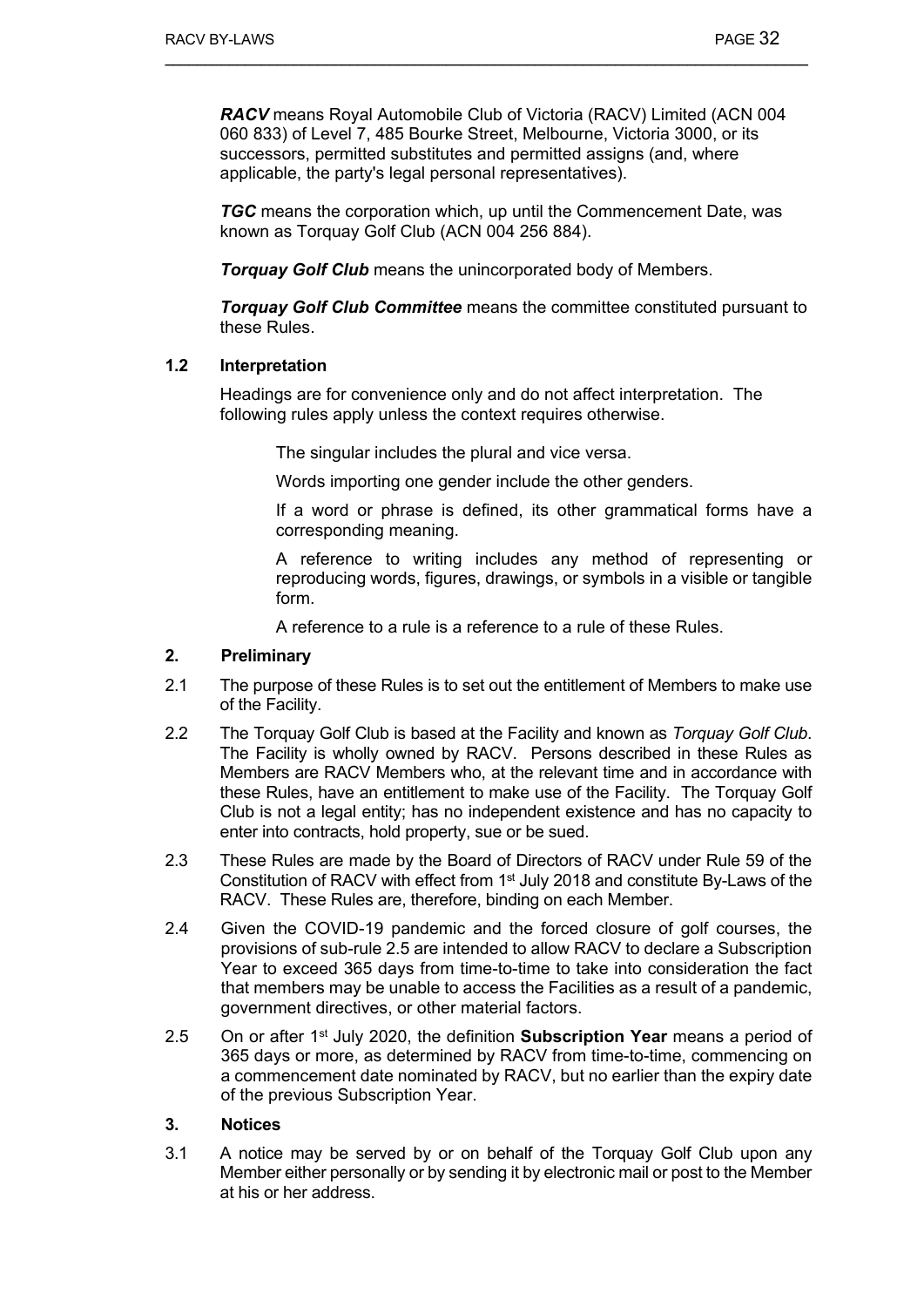***RACV*** means Royal Automobile Club of Victoria (RACV) Limited (ACN 004 060 833) of Level 7, 485 Bourke Street, Melbourne, Victoria 3000, or its successors, permitted substitutes and permitted assigns (and, where applicable, the party's legal personal representatives).

***TGC*** means the corporation which, up until the Commencement Date, was known as Torquay Golf Club (ACN 004 256 884).

***Torquay Golf Club*** means the unincorporated body of Members.

***Torquay Golf Club Committee*** means the committee constituted pursuant to these Rules.

**1.2 Interpretation**

Headings are for convenience only and do not affect interpretation. The following rules apply unless the context requires otherwise.

The singular includes the plural and vice versa.

Words importing one gender include the other genders.

If a word or phrase is defined, its other grammatical forms have a corresponding meaning.

A reference to writing includes any method of representing or reproducing words, figures, drawings, or symbols in a visible or tangible form.

A reference to a rule is a reference to a rule of these Rules.

## 2. Preliminary

2.1 The purpose of these Rules is to set out the entitlement of Members to make use of the Facility.

2.2 The Torquay Golf Club is based at the Facility and known as *Torquay Golf Club*. The Facility is wholly owned by RACV. Persons described in these Rules as Members are RACV Members who, at the relevant time and in accordance with these Rules, have an entitlement to make use of the Facility. The Torquay Golf Club is not a legal entity; has no independent existence and has no capacity to enter into contracts, hold property, sue or be sued.

2.3 These Rules are made by the Board of Directors of RACV under Rule 59 of the Constitution of RACV with effect from 1st July 2018 and constitute By-Laws of the RACV. These Rules are, therefore, binding on each Member.

2.4 Given the COVID-19 pandemic and the forced closure of golf courses, the provisions of sub-rule 2.5 are intended to allow RACV to declare a Subscription Year to exceed 365 days from time-to-time to take into consideration the fact that members may be unable to access the Facilities as a result of a pandemic, government directives, or other material factors.

2.5 On or after 1st July 2020, the definition **Subscription Year** means a period of 365 days or more, as determined by RACV from time-to-time, commencing on a commencement date nominated by RACV, but no earlier than the expiry date of the previous Subscription Year.

## 3. Notices

3.1 A notice may be served by or on behalf of the Torquay Golf Club upon any Member either personally or by sending it by electronic mail or post to the Member at his or her address.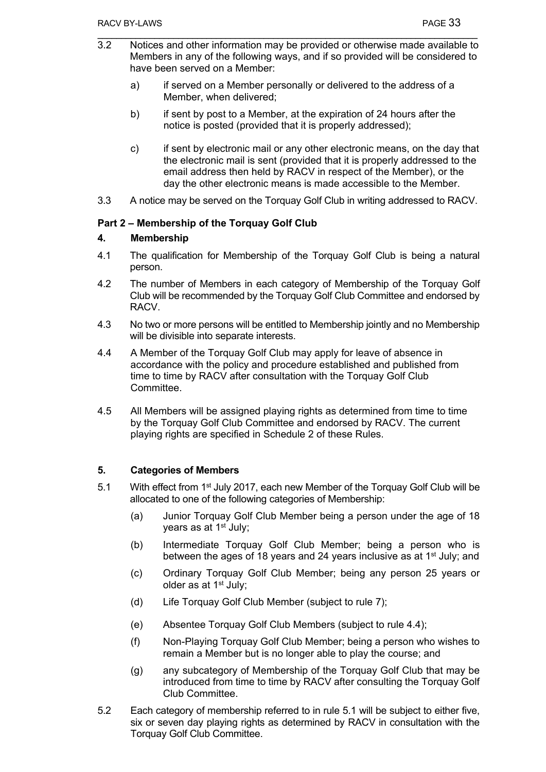3.2 Notices and other information may be provided or otherwise made available to Members in any of the following ways, and if so provided will be considered to have been served on a Member:

   a) if served on a Member personally or delivered to the address of a Member, when delivered;

   b) if sent by post to a Member, at the expiration of 24 hours after the notice is posted (provided that it is properly addressed);

   c) if sent by electronic mail or any other electronic means, on the day that the electronic mail is sent (provided that it is properly addressed to the email address then held by RACV in respect of the Member), or the day the other electronic means is made accessible to the Member.

3.3 A notice may be served on the Torquay Golf Club in writing addressed to RACV.

### Part 2 – Membership of the Torquay Golf Club

#### 4. Membership

4.1 The qualification for Membership of the Torquay Golf Club is being a natural person.

4.2 The number of Members in each category of Membership of the Torquay Golf Club will be recommended by the Torquay Golf Club Committee and endorsed by RACV.

4.3 No two or more persons will be entitled to Membership jointly and no Membership will be divisible into separate interests.

4.4 A Member of the Torquay Golf Club may apply for leave of absence in accordance with the policy and procedure established and published from time to time by RACV after consultation with the Torquay Golf Club Committee.

4.5 All Members will be assigned playing rights as determined from time to time by the Torquay Golf Club Committee and endorsed by RACV. The current playing rights are specified in Schedule 2 of these Rules.

#### 5. Categories of Members

5.1 With effect from 1st July 2017, each new Member of the Torquay Golf Club will be allocated to one of the following categories of Membership:

   (a) Junior Torquay Golf Club Member being a person under the age of 18 years as at 1st July;

   (b) Intermediate Torquay Golf Club Member; being a person who is between the ages of 18 years and 24 years inclusive as at 1st July; and

   (c) Ordinary Torquay Golf Club Member; being any person 25 years or older as at 1st July;

   (d) Life Torquay Golf Club Member (subject to rule 7);

   (e) Absentee Torquay Golf Club Members (subject to rule 4.4);

   (f) Non-Playing Torquay Golf Club Member; being a person who wishes to remain a Member but is no longer able to play the course; and

   (g) any subcategory of Membership of the Torquay Golf Club that may be introduced from time to time by RACV after consulting the Torquay Golf Club Committee.

5.2 Each category of membership referred to in rule 5.1 will be subject to either five, six or seven day playing rights as determined by RACV in consultation with the Torquay Golf Club Committee.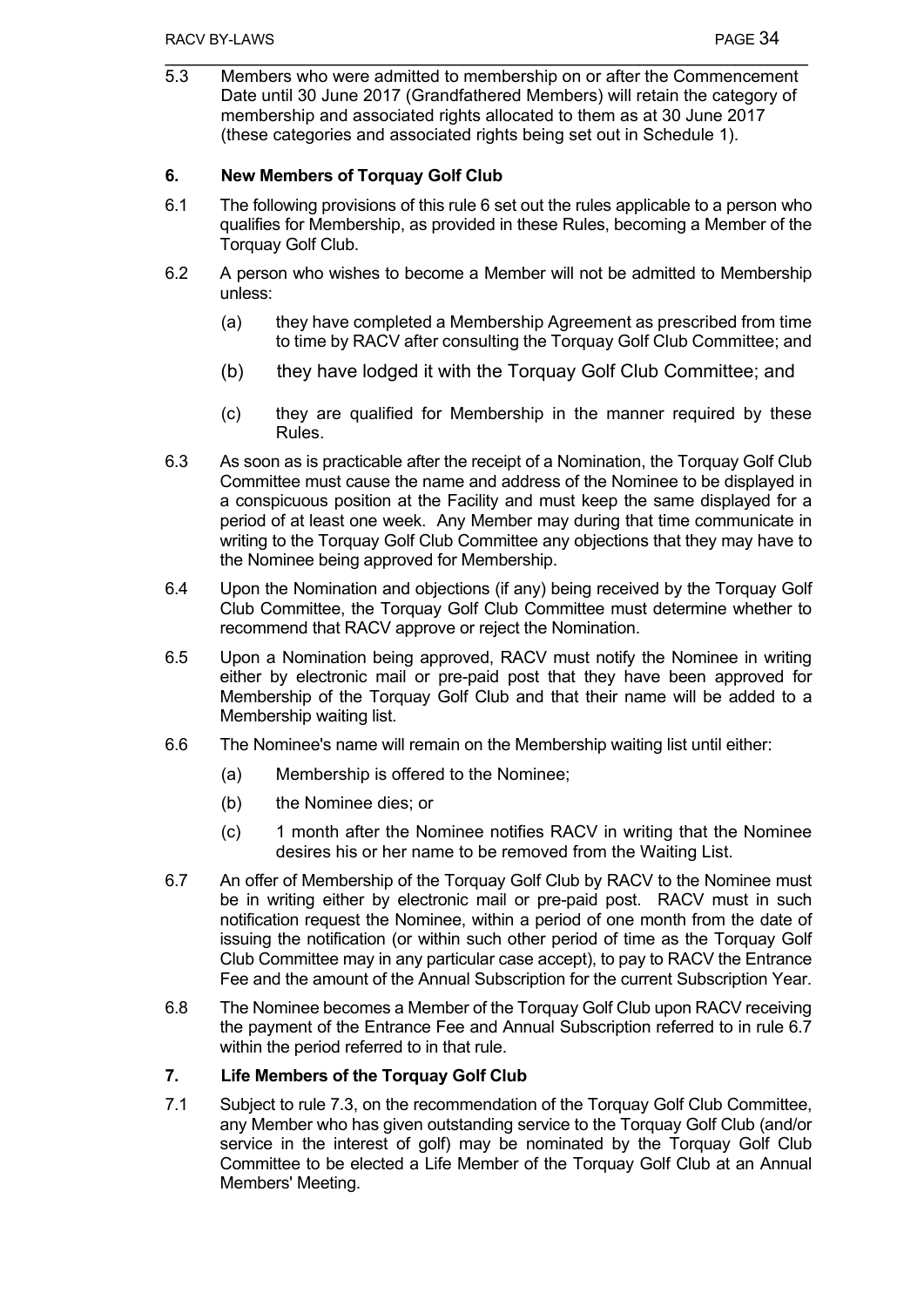5.3 Members who were admitted to membership on or after the Commencement Date until 30 June 2017 (Grandfathered Members) will retain the category of membership and associated rights allocated to them as at 30 June 2017 (these categories and associated rights being set out in Schedule 1).

## 6. New Members of Torquay Golf Club

6.1 The following provisions of this rule 6 set out the rules applicable to a person who qualifies for Membership, as provided in these Rules, becoming a Member of the Torquay Golf Club.

6.2 A person who wishes to become a Member will not be admitted to Membership unless:

- (a) they have completed a Membership Agreement as prescribed from time to time by RACV after consulting the Torquay Golf Club Committee; and
- (b) they have lodged it with the Torquay Golf Club Committee; and
- (c) they are qualified for Membership in the manner required by these Rules.

6.3 As soon as is practicable after the receipt of a Nomination, the Torquay Golf Club Committee must cause the name and address of the Nominee to be displayed in a conspicuous position at the Facility and must keep the same displayed for a period of at least one week. Any Member may during that time communicate in writing to the Torquay Golf Club Committee any objections that they may have to the Nominee being approved for Membership.

6.4 Upon the Nomination and objections (if any) being received by the Torquay Golf Club Committee, the Torquay Golf Club Committee must determine whether to recommend that RACV approve or reject the Nomination.

6.5 Upon a Nomination being approved, RACV must notify the Nominee in writing either by electronic mail or pre-paid post that they have been approved for Membership of the Torquay Golf Club and that their name will be added to a Membership waiting list.

6.6 The Nominee's name will remain on the Membership waiting list until either:

- (a) Membership is offered to the Nominee;
- (b) the Nominee dies; or
- (c) 1 month after the Nominee notifies RACV in writing that the Nominee desires his or her name to be removed from the Waiting List.

6.7 An offer of Membership of the Torquay Golf Club by RACV to the Nominee must be in writing either by electronic mail or pre-paid post. RACV must in such notification request the Nominee, within a period of one month from the date of issuing the notification (or within such other period of time as the Torquay Golf Club Committee may in any particular case accept), to pay to RACV the Entrance Fee and the amount of the Annual Subscription for the current Subscription Year.

6.8 The Nominee becomes a Member of the Torquay Golf Club upon RACV receiving the payment of the Entrance Fee and Annual Subscription referred to in rule 6.7 within the period referred to in that rule.

## 7. Life Members of the Torquay Golf Club

7.1 Subject to rule 7.3, on the recommendation of the Torquay Golf Club Committee, any Member who has given outstanding service to the Torquay Golf Club (and/or service in the interest of golf) may be nominated by the Torquay Golf Club Committee to be elected a Life Member of the Torquay Golf Club at an Annual Members' Meeting.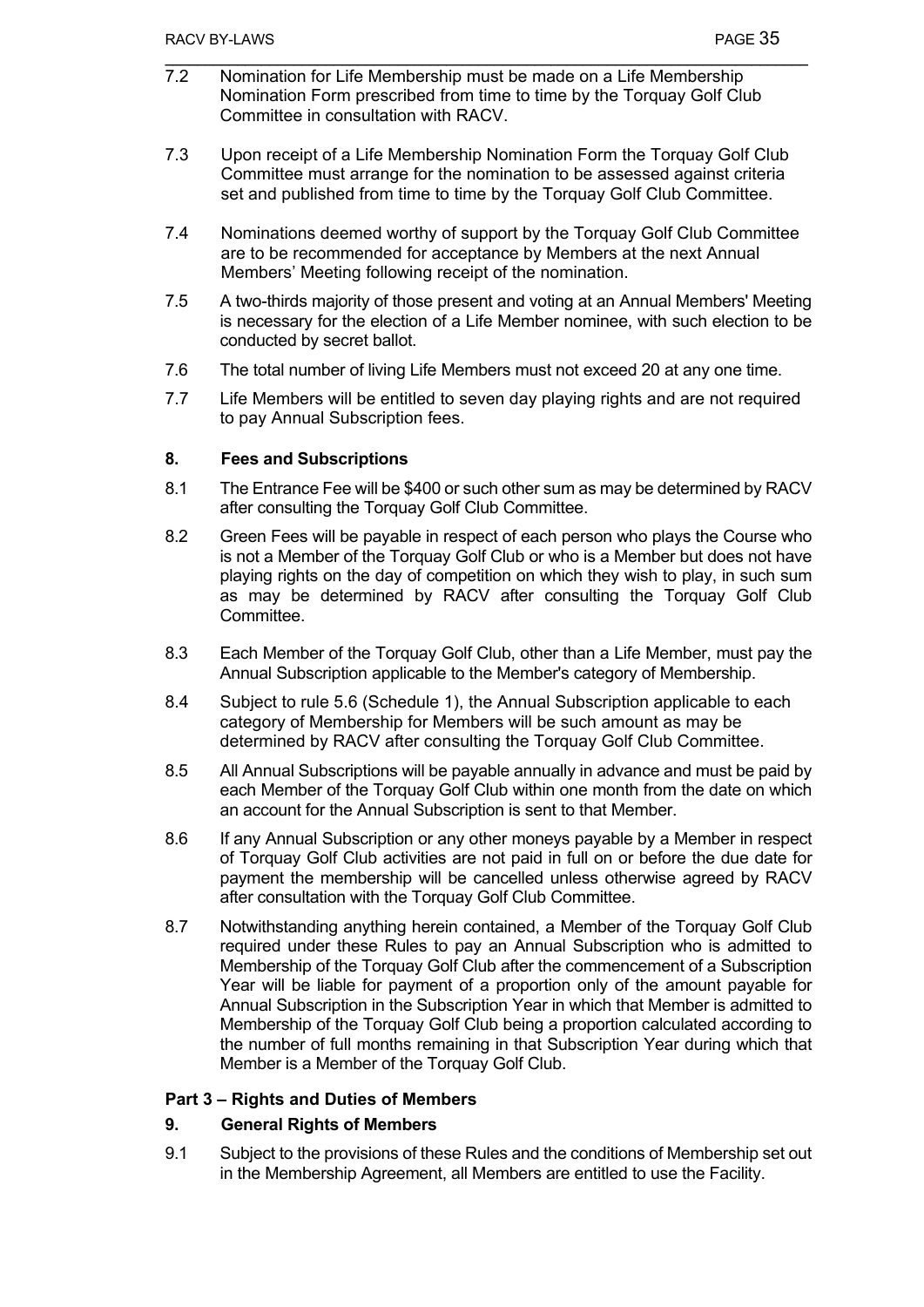7.2 Nomination for Life Membership must be made on a Life Membership Nomination Form prescribed from time to time by the Torquay Golf Club Committee in consultation with RACV.

7.3 Upon receipt of a Life Membership Nomination Form the Torquay Golf Club Committee must arrange for the nomination to be assessed against criteria set and published from time to time by the Torquay Golf Club Committee.

7.4 Nominations deemed worthy of support by the Torquay Golf Club Committee are to be recommended for acceptance by Members at the next Annual Members' Meeting following receipt of the nomination.

7.5 A two-thirds majority of those present and voting at an Annual Members' Meeting is necessary for the election of a Life Member nominee, with such election to be conducted by secret ballot.

7.6 The total number of living Life Members must not exceed 20 at any one time.

7.7 Life Members will be entitled to seven day playing rights and are not required to pay Annual Subscription fees.

### 8. Fees and Subscriptions

8.1 The Entrance Fee will be $400 or such other sum as may be determined by RACV after consulting the Torquay Golf Club Committee.

8.2 Green Fees will be payable in respect of each person who plays the Course who is not a Member of the Torquay Golf Club or who is a Member but does not have playing rights on the day of competition on which they wish to play, in such sum as may be determined by RACV after consulting the Torquay Golf Club Committee.

8.3 Each Member of the Torquay Golf Club, other than a Life Member, must pay the Annual Subscription applicable to the Member's category of Membership.

8.4 Subject to rule 5.6 (Schedule 1), the Annual Subscription applicable to each category of Membership for Members will be such amount as may be determined by RACV after consulting the Torquay Golf Club Committee.

8.5 All Annual Subscriptions will be payable annually in advance and must be paid by each Member of the Torquay Golf Club within one month from the date on which an account for the Annual Subscription is sent to that Member.

8.6 If any Annual Subscription or any other moneys payable by a Member in respect of Torquay Golf Club activities are not paid in full on or before the due date for payment the membership will be cancelled unless otherwise agreed by RACV after consultation with the Torquay Golf Club Committee.

8.7 Notwithstanding anything herein contained, a Member of the Torquay Golf Club required under these Rules to pay an Annual Subscription who is admitted to Membership of the Torquay Golf Club after the commencement of a Subscription Year will be liable for payment of a proportion only of the amount payable for Annual Subscription in the Subscription Year in which that Member is admitted to Membership of the Torquay Golf Club being a proportion calculated according to the number of full months remaining in that Subscription Year during which that Member is a Member of the Torquay Golf Club.

## Part 3 – Rights and Duties of Members

### 9. General Rights of Members

9.1 Subject to the provisions of these Rules and the conditions of Membership set out in the Membership Agreement, all Members are entitled to use the Facility.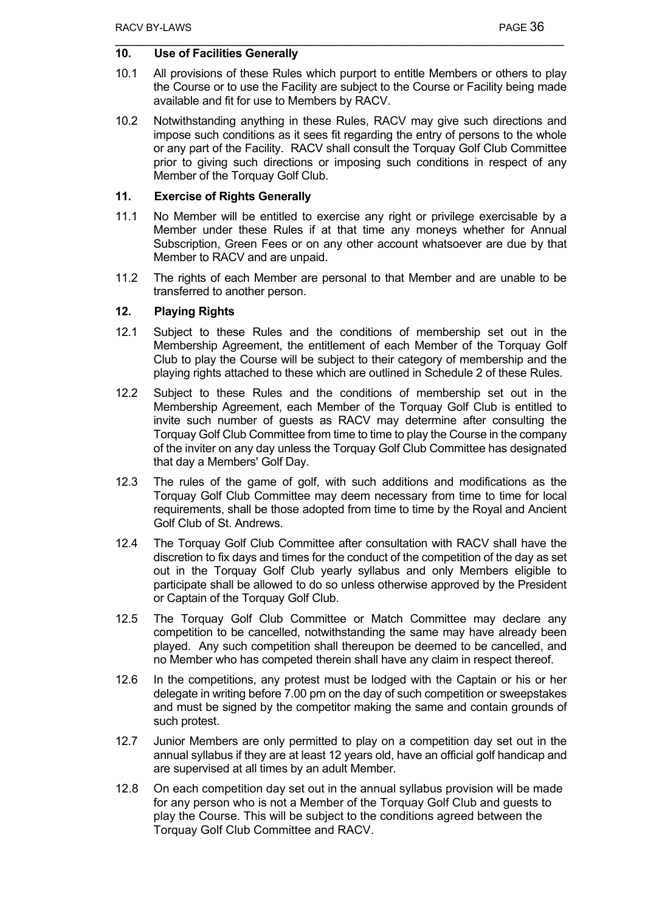## 10. Use of Facilities Generally

10.1 All provisions of these Rules which purport to entitle Members or others to play the Course or to use the Facility are subject to the Course or Facility being made available and fit for use to Members by RACV.

10.2 Notwithstanding anything in these Rules, RACV may give such directions and impose such conditions as it sees fit regarding the entry of persons to the whole or any part of the Facility. RACV shall consult the Torquay Golf Club Committee prior to giving such directions or imposing such conditions in respect of any Member of the Torquay Golf Club.

## 11. Exercise of Rights Generally

11.1 No Member will be entitled to exercise any right or privilege exercisable by a Member under these Rules if at that time any moneys whether for Annual Subscription, Green Fees or on any other account whatsoever are due by that Member to RACV and are unpaid.

11.2 The rights of each Member are personal to that Member and are unable to be transferred to another person.

## 12. Playing Rights

12.1 Subject to these Rules and the conditions of membership set out in the Membership Agreement, the entitlement of each Member of the Torquay Golf Club to play the Course will be subject to their category of membership and the playing rights attached to these which are outlined in Schedule 2 of these Rules.

12.2 Subject to these Rules and the conditions of membership set out in the Membership Agreement, each Member of the Torquay Golf Club is entitled to invite such number of guests as RACV may determine after consulting the Torquay Golf Club Committee from time to time to play the Course in the company of the inviter on any day unless the Torquay Golf Club Committee has designated that day a Members' Golf Day.

12.3 The rules of the game of golf, with such additions and modifications as the Torquay Golf Club Committee may deem necessary from time to time for local requirements, shall be those adopted from time to time by the Royal and Ancient Golf Club of St. Andrews.

12.4 The Torquay Golf Club Committee after consultation with RACV shall have the discretion to fix days and times for the conduct of the competition of the day as set out in the Torquay Golf Club yearly syllabus and only Members eligible to participate shall be allowed to do so unless otherwise approved by the President or Captain of the Torquay Golf Club.

12.5 The Torquay Golf Club Committee or Match Committee may declare any competition to be cancelled, notwithstanding the same may have already been played. Any such competition shall thereupon be deemed to be cancelled, and no Member who has competed therein shall have any claim in respect thereof.

12.6 In the competitions, any protest must be lodged with the Captain or his or her delegate in writing before 7.00 pm on the day of such competition or sweepstakes and must be signed by the competitor making the same and contain grounds of such protest.

12.7 Junior Members are only permitted to play on a competition day set out in the annual syllabus if they are at least 12 years old, have an official golf handicap and are supervised at all times by an adult Member.

12.8 On each competition day set out in the annual syllabus provision will be made for any person who is not a Member of the Torquay Golf Club and guests to play the Course. This will be subject to the conditions agreed between the Torquay Golf Club Committee and RACV.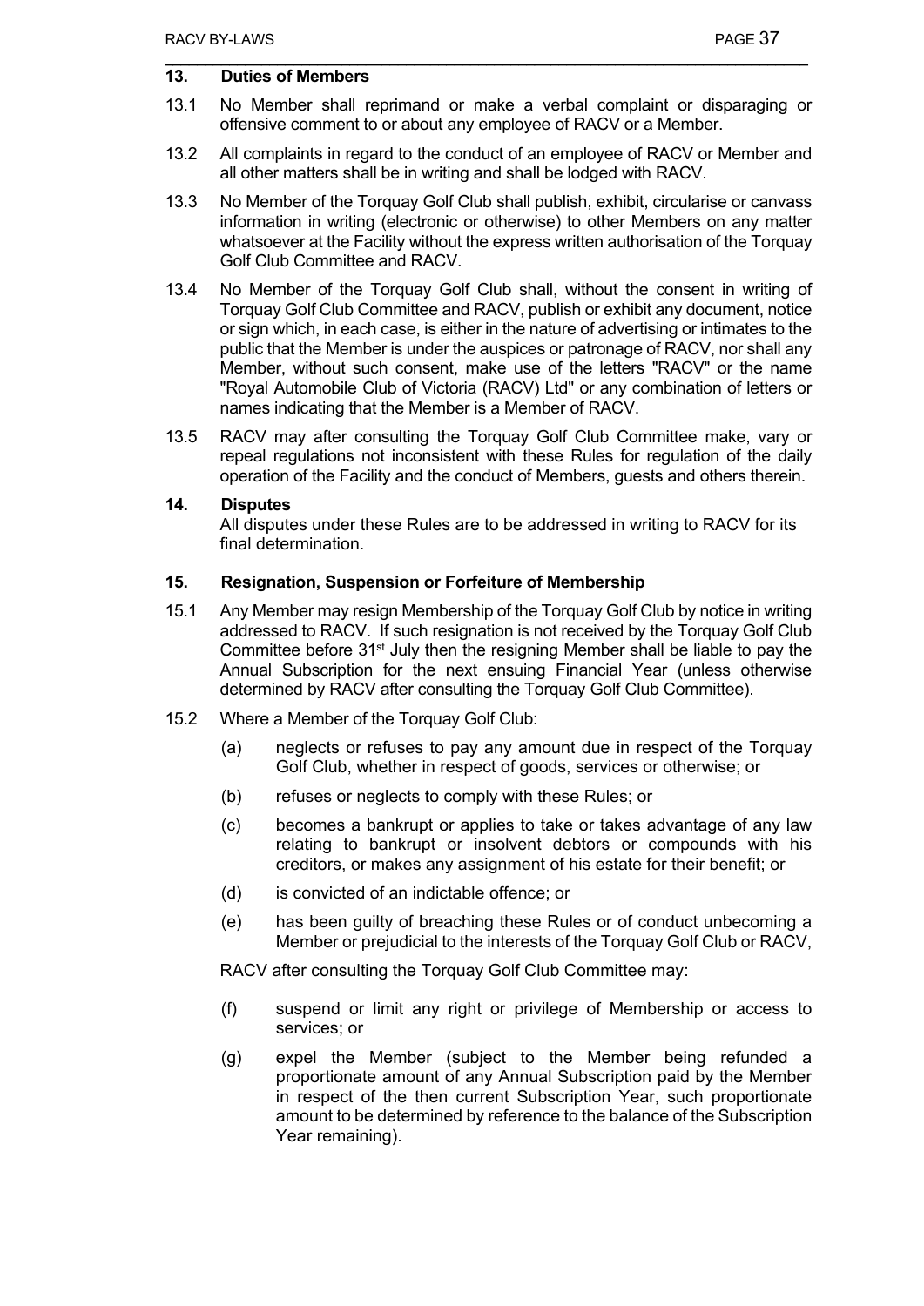## 13. Duties of Members

13.1 No Member shall reprimand or make a verbal complaint or disparaging or offensive comment to or about any employee of RACV or a Member.

13.2 All complaints in regard to the conduct of an employee of RACV or Member and all other matters shall be in writing and shall be lodged with RACV.

13.3 No Member of the Torquay Golf Club shall publish, exhibit, circularise or canvass information in writing (electronic or otherwise) to other Members on any matter whatsoever at the Facility without the express written authorisation of the Torquay Golf Club Committee and RACV.

13.4 No Member of the Torquay Golf Club shall, without the consent in writing of Torquay Golf Club Committee and RACV, publish or exhibit any document, notice or sign which, in each case, is either in the nature of advertising or intimates to the public that the Member is under the auspices or patronage of RACV, nor shall any Member, without such consent, make use of the letters "RACV" or the name "Royal Automobile Club of Victoria (RACV) Ltd" or any combination of letters or names indicating that the Member is a Member of RACV.

13.5 RACV may after consulting the Torquay Golf Club Committee make, vary or repeal regulations not inconsistent with these Rules for regulation of the daily operation of the Facility and the conduct of Members, guests and others therein.

## 14. Disputes

All disputes under these Rules are to be addressed in writing to RACV for its final determination.

## 15. Resignation, Suspension or Forfeiture of Membership

15.1 Any Member may resign Membership of the Torquay Golf Club by notice in writing addressed to RACV. If such resignation is not received by the Torquay Golf Club Committee before 31st July then the resigning Member shall be liable to pay the Annual Subscription for the next ensuing Financial Year (unless otherwise determined by RACV after consulting the Torquay Golf Club Committee).

15.2 Where a Member of the Torquay Golf Club:

(a) neglects or refuses to pay any amount due in respect of the Torquay Golf Club, whether in respect of goods, services or otherwise; or

(b) refuses or neglects to comply with these Rules; or

(c) becomes a bankrupt or applies to take or takes advantage of any law relating to bankrupt or insolvent debtors or compounds with his creditors, or makes any assignment of his estate for their benefit; or

(d) is convicted of an indictable offence; or

(e) has been guilty of breaching these Rules or of conduct unbecoming a Member or prejudicial to the interests of the Torquay Golf Club or RACV,

RACV after consulting the Torquay Golf Club Committee may:

(f) suspend or limit any right or privilege of Membership or access to services; or

(g) expel the Member (subject to the Member being refunded a proportionate amount of any Annual Subscription paid by the Member in respect of the then current Subscription Year, such proportionate amount to be determined by reference to the balance of the Subscription Year remaining).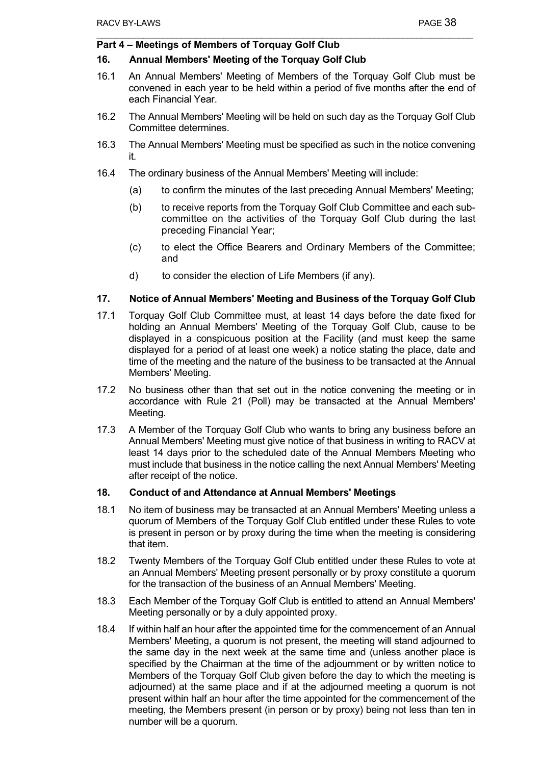## Part 4 – Meetings of Members of Torquay Golf Club

### 16. Annual Members' Meeting of the Torquay Golf Club

16.1 An Annual Members' Meeting of Members of the Torquay Golf Club must be convened in each year to be held within a period of five months after the end of each Financial Year.

16.2 The Annual Members' Meeting will be held on such day as the Torquay Golf Club Committee determines.

16.3 The Annual Members' Meeting must be specified as such in the notice convening it.

16.4 The ordinary business of the Annual Members' Meeting will include:

(a) to confirm the minutes of the last preceding Annual Members' Meeting;

(b) to receive reports from the Torquay Golf Club Committee and each sub-committee on the activities of the Torquay Golf Club during the last preceding Financial Year;

(c) to elect the Office Bearers and Ordinary Members of the Committee; and

d) to consider the election of Life Members (if any).

### 17. Notice of Annual Members' Meeting and Business of the Torquay Golf Club

17.1 Torquay Golf Club Committee must, at least 14 days before the date fixed for holding an Annual Members' Meeting of the Torquay Golf Club, cause to be displayed in a conspicuous position at the Facility (and must keep the same displayed for a period of at least one week) a notice stating the place, date and time of the meeting and the nature of the business to be transacted at the Annual Members' Meeting.

17.2 No business other than that set out in the notice convening the meeting or in accordance with Rule 21 (Poll) may be transacted at the Annual Members' Meeting.

17.3 A Member of the Torquay Golf Club who wants to bring any business before an Annual Members' Meeting must give notice of that business in writing to RACV at least 14 days prior to the scheduled date of the Annual Members Meeting who must include that business in the notice calling the next Annual Members' Meeting after receipt of the notice.

### 18. Conduct of and Attendance at Annual Members' Meetings

18.1 No item of business may be transacted at an Annual Members' Meeting unless a quorum of Members of the Torquay Golf Club entitled under these Rules to vote is present in person or by proxy during the time when the meeting is considering that item.

18.2 Twenty Members of the Torquay Golf Club entitled under these Rules to vote at an Annual Members' Meeting present personally or by proxy constitute a quorum for the transaction of the business of an Annual Members' Meeting.

18.3 Each Member of the Torquay Golf Club is entitled to attend an Annual Members' Meeting personally or by a duly appointed proxy.

18.4 If within half an hour after the appointed time for the commencement of an Annual Members' Meeting, a quorum is not present, the meeting will stand adjourned to the same day in the next week at the same time and (unless another place is specified by the Chairman at the time of the adjournment or by written notice to Members of the Torquay Golf Club given before the day to which the meeting is adjourned) at the same place and if at the adjourned meeting a quorum is not present within half an hour after the time appointed for the commencement of the meeting, the Members present (in person or by proxy) being not less than ten in number will be a quorum.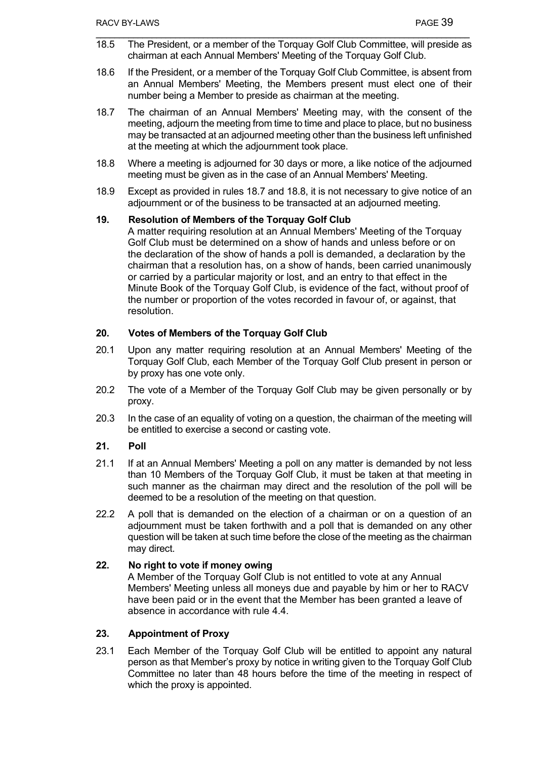18.5 The President, or a member of the Torquay Golf Club Committee, will preside as chairman at each Annual Members' Meeting of the Torquay Golf Club.

18.6 If the President, or a member of the Torquay Golf Club Committee, is absent from an Annual Members' Meeting, the Members present must elect one of their number being a Member to preside as chairman at the meeting.

18.7 The chairman of an Annual Members' Meeting may, with the consent of the meeting, adjourn the meeting from time to time and place to place, but no business may be transacted at an adjourned meeting other than the business left unfinished at the meeting at which the adjournment took place.

18.8 Where a meeting is adjourned for 30 days or more, a like notice of the adjourned meeting must be given as in the case of an Annual Members' Meeting.

18.9 Except as provided in rules 18.7 and 18.8, it is not necessary to give notice of an adjournment or of the business to be transacted at an adjourned meeting.

## 19. Resolution of Members of the Torquay Golf Club

A matter requiring resolution at an Annual Members' Meeting of the Torquay Golf Club must be determined on a show of hands and unless before or on the declaration of the show of hands a poll is demanded, a declaration by the chairman that a resolution has, on a show of hands, been carried unanimously or carried by a particular majority or lost, and an entry to that effect in the Minute Book of the Torquay Golf Club, is evidence of the fact, without proof of the number or proportion of the votes recorded in favour of, or against, that resolution.

## 20. Votes of Members of the Torquay Golf Club

20.1 Upon any matter requiring resolution at an Annual Members' Meeting of the Torquay Golf Club, each Member of the Torquay Golf Club present in person or by proxy has one vote only.

20.2 The vote of a Member of the Torquay Golf Club may be given personally or by proxy.

20.3 In the case of an equality of voting on a question, the chairman of the meeting will be entitled to exercise a second or casting vote.

## 21. Poll

21.1 If at an Annual Members' Meeting a poll on any matter is demanded by not less than 10 Members of the Torquay Golf Club, it must be taken at that meeting in such manner as the chairman may direct and the resolution of the poll will be deemed to be a resolution of the meeting on that question.

22.2 A poll that is demanded on the election of a chairman or on a question of an adjournment must be taken forthwith and a poll that is demanded on any other question will be taken at such time before the close of the meeting as the chairman may direct.

## 22. No right to vote if money owing

A Member of the Torquay Golf Club is not entitled to vote at any Annual Members' Meeting unless all moneys due and payable by him or her to RACV have been paid or in the event that the Member has been granted a leave of absence in accordance with rule 4.4.

## 23. Appointment of Proxy

23.1 Each Member of the Torquay Golf Club will be entitled to appoint any natural person as that Member's proxy by notice in writing given to the Torquay Golf Club Committee no later than 48 hours before the time of the meeting in respect of which the proxy is appointed.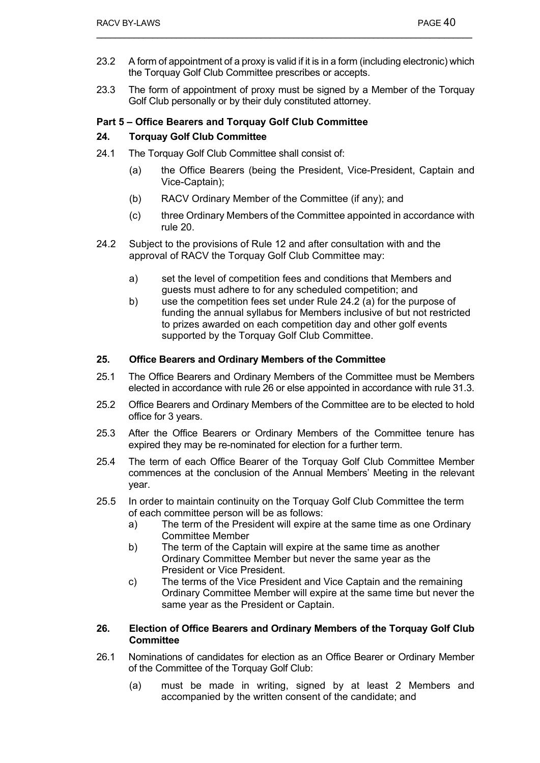23.2 A form of appointment of a proxy is valid if it is in a form (including electronic) which the Torquay Golf Club Committee prescribes or accepts.

23.3 The form of appointment of proxy must be signed by a Member of the Torquay Golf Club personally or by their duly constituted attorney.

## Part 5 – Office Bearers and Torquay Golf Club Committee

### 24. Torquay Golf Club Committee

24.1 The Torquay Golf Club Committee shall consist of:

- (a) the Office Bearers (being the President, Vice-President, Captain and Vice-Captain);
- (b) RACV Ordinary Member of the Committee (if any); and
- (c) three Ordinary Members of the Committee appointed in accordance with rule 20.

24.2 Subject to the provisions of Rule 12 and after consultation with and the approval of RACV the Torquay Golf Club Committee may:

- a) set the level of competition fees and conditions that Members and guests must adhere to for any scheduled competition; and
- b) use the competition fees set under Rule 24.2 (a) for the purpose of funding the annual syllabus for Members inclusive of but not restricted to prizes awarded on each competition day and other golf events supported by the Torquay Golf Club Committee.

### 25. Office Bearers and Ordinary Members of the Committee

25.1 The Office Bearers and Ordinary Members of the Committee must be Members elected in accordance with rule 26 or else appointed in accordance with rule 31.3.

25.2 Office Bearers and Ordinary Members of the Committee are to be elected to hold office for 3 years.

25.3 After the Office Bearers or Ordinary Members of the Committee tenure has expired they may be re-nominated for election for a further term.

25.4 The term of each Office Bearer of the Torquay Golf Club Committee Member commences at the conclusion of the Annual Members' Meeting in the relevant year.

25.5 In order to maintain continuity on the Torquay Golf Club Committee the term of each committee person will be as follows:

- a) The term of the President will expire at the same time as one Ordinary Committee Member
- b) The term of the Captain will expire at the same time as another Ordinary Committee Member but never the same year as the President or Vice President.
- c) The terms of the Vice President and Vice Captain and the remaining Ordinary Committee Member will expire at the same time but never the same year as the President or Captain.

### 26. Election of Office Bearers and Ordinary Members of the Torquay Golf Club Committee

26.1 Nominations of candidates for election as an Office Bearer or Ordinary Member of the Committee of the Torquay Golf Club:

- (a) must be made in writing, signed by at least 2 Members and accompanied by the written consent of the candidate; and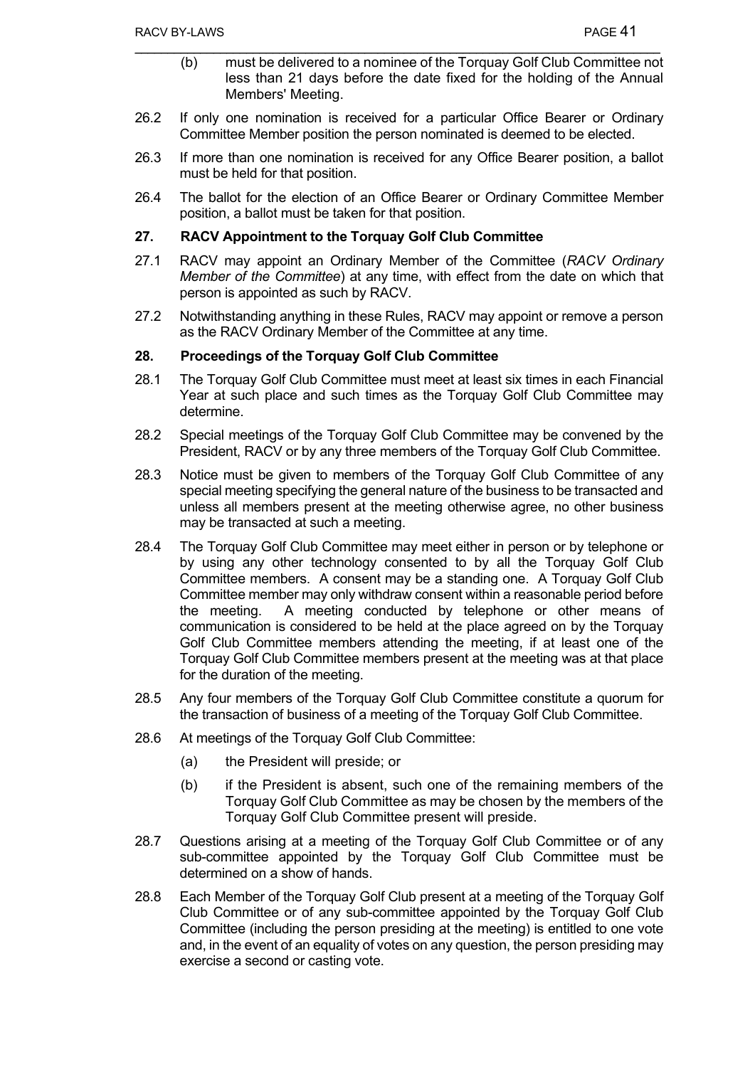(b) must be delivered to a nominee of the Torquay Golf Club Committee not less than 21 days before the date fixed for the holding of the Annual Members' Meeting.

26.2 If only one nomination is received for a particular Office Bearer or Ordinary Committee Member position the person nominated is deemed to be elected.

26.3 If more than one nomination is received for any Office Bearer position, a ballot must be held for that position.

26.4 The ballot for the election of an Office Bearer or Ordinary Committee Member position, a ballot must be taken for that position.

### 27. RACV Appointment to the Torquay Golf Club Committee

27.1 RACV may appoint an Ordinary Member of the Committee (*RACV Ordinary Member of the Committee*) at any time, with effect from the date on which that person is appointed as such by RACV.

27.2 Notwithstanding anything in these Rules, RACV may appoint or remove a person as the RACV Ordinary Member of the Committee at any time.

### 28. Proceedings of the Torquay Golf Club Committee

28.1 The Torquay Golf Club Committee must meet at least six times in each Financial Year at such place and such times as the Torquay Golf Club Committee may determine.

28.2 Special meetings of the Torquay Golf Club Committee may be convened by the President, RACV or by any three members of the Torquay Golf Club Committee.

28.3 Notice must be given to members of the Torquay Golf Club Committee of any special meeting specifying the general nature of the business to be transacted and unless all members present at the meeting otherwise agree, no other business may be transacted at such a meeting.

28.4 The Torquay Golf Club Committee may meet either in person or by telephone or by using any other technology consented to by all the Torquay Golf Club Committee members. A consent may be a standing one. A Torquay Golf Club Committee member may only withdraw consent within a reasonable period before the meeting. A meeting conducted by telephone or other means of communication is considered to be held at the place agreed on by the Torquay Golf Club Committee members attending the meeting, if at least one of the Torquay Golf Club Committee members present at the meeting was at that place for the duration of the meeting.

28.5 Any four members of the Torquay Golf Club Committee constitute a quorum for the transaction of business of a meeting of the Torquay Golf Club Committee.

28.6 At meetings of the Torquay Golf Club Committee:

(a) the President will preside; or

(b) if the President is absent, such one of the remaining members of the Torquay Golf Club Committee as may be chosen by the members of the Torquay Golf Club Committee present will preside.

28.7 Questions arising at a meeting of the Torquay Golf Club Committee or of any sub-committee appointed by the Torquay Golf Club Committee must be determined on a show of hands.

28.8 Each Member of the Torquay Golf Club present at a meeting of the Torquay Golf Club Committee or of any sub-committee appointed by the Torquay Golf Club Committee (including the person presiding at the meeting) is entitled to one vote and, in the event of an equality of votes on any question, the person presiding may exercise a second or casting vote.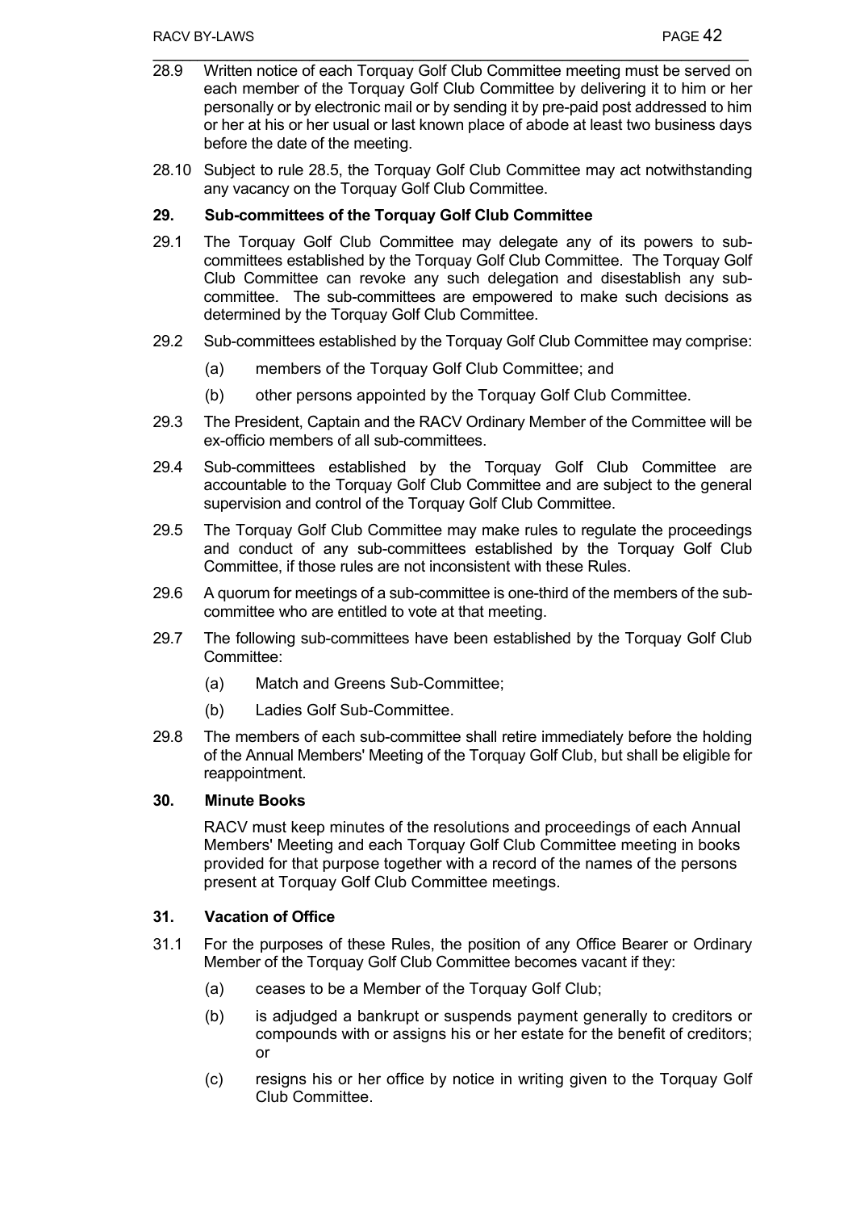28.9 Written notice of each Torquay Golf Club Committee meeting must be served on each member of the Torquay Golf Club Committee by delivering it to him or her personally or by electronic mail or by sending it by pre-paid post addressed to him or her at his or her usual or last known place of abode at least two business days before the date of the meeting.

28.10 Subject to rule 28.5, the Torquay Golf Club Committee may act notwithstanding any vacancy on the Torquay Golf Club Committee.

## 29. Sub-committees of the Torquay Golf Club Committee

29.1 The Torquay Golf Club Committee may delegate any of its powers to sub-committees established by the Torquay Golf Club Committee. The Torquay Golf Club Committee can revoke any such delegation and disestablish any sub-committee. The sub-committees are empowered to make such decisions as determined by the Torquay Golf Club Committee.

29.2 Sub-committees established by the Torquay Golf Club Committee may comprise:

(a) members of the Torquay Golf Club Committee; and

(b) other persons appointed by the Torquay Golf Club Committee.

29.3 The President, Captain and the RACV Ordinary Member of the Committee will be ex-officio members of all sub-committees.

29.4 Sub-committees established by the Torquay Golf Club Committee are accountable to the Torquay Golf Club Committee and are subject to the general supervision and control of the Torquay Golf Club Committee.

29.5 The Torquay Golf Club Committee may make rules to regulate the proceedings and conduct of any sub-committees established by the Torquay Golf Club Committee, if those rules are not inconsistent with these Rules.

29.6 A quorum for meetings of a sub-committee is one-third of the members of the sub-committee who are entitled to vote at that meeting.

29.7 The following sub-committees have been established by the Torquay Golf Club Committee:

(a) Match and Greens Sub-Committee;

(b) Ladies Golf Sub-Committee.

29.8 The members of each sub-committee shall retire immediately before the holding of the Annual Members' Meeting of the Torquay Golf Club, but shall be eligible for reappointment.

## 30. Minute Books

RACV must keep minutes of the resolutions and proceedings of each Annual Members' Meeting and each Torquay Golf Club Committee meeting in books provided for that purpose together with a record of the names of the persons present at Torquay Golf Club Committee meetings.

## 31. Vacation of Office

31.1 For the purposes of these Rules, the position of any Office Bearer or Ordinary Member of the Torquay Golf Club Committee becomes vacant if they:

(a) ceases to be a Member of the Torquay Golf Club;

(b) is adjudged a bankrupt or suspends payment generally to creditors or compounds with or assigns his or her estate for the benefit of creditors; or

(c) resigns his or her office by notice in writing given to the Torquay Golf Club Committee.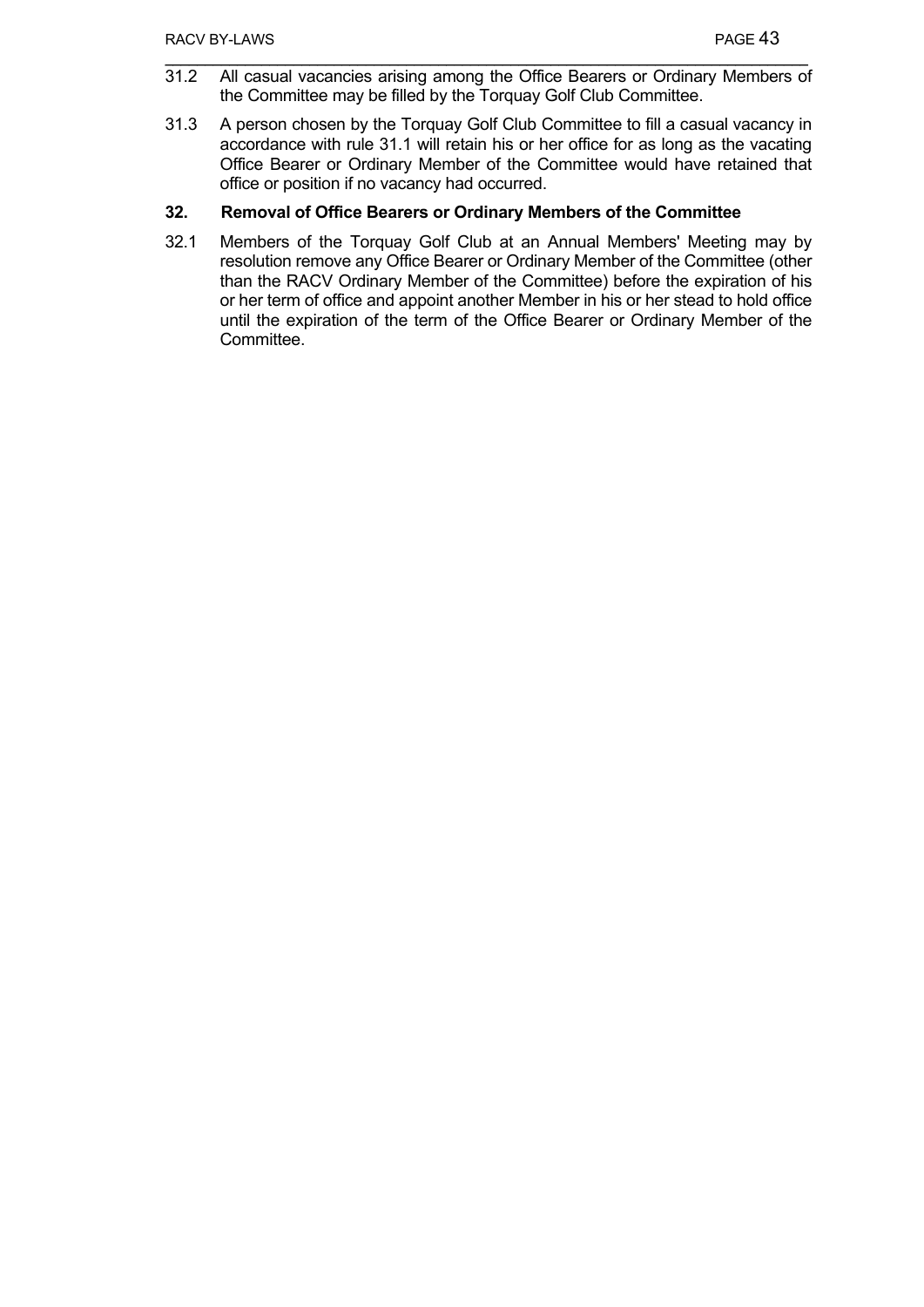31.2 All casual vacancies arising among the Office Bearers or Ordinary Members of the Committee may be filled by the Torquay Golf Club Committee.

31.3 A person chosen by the Torquay Golf Club Committee to fill a casual vacancy in accordance with rule 31.1 will retain his or her office for as long as the vacating Office Bearer or Ordinary Member of the Committee would have retained that office or position if no vacancy had occurred.

## 32. Removal of Office Bearers or Ordinary Members of the Committee

32.1 Members of the Torquay Golf Club at an Annual Members' Meeting may by resolution remove any Office Bearer or Ordinary Member of the Committee (other than the RACV Ordinary Member of the Committee) before the expiration of his or her term of office and appoint another Member in his or her stead to hold office until the expiration of the term of the Office Bearer or Ordinary Member of the Committee.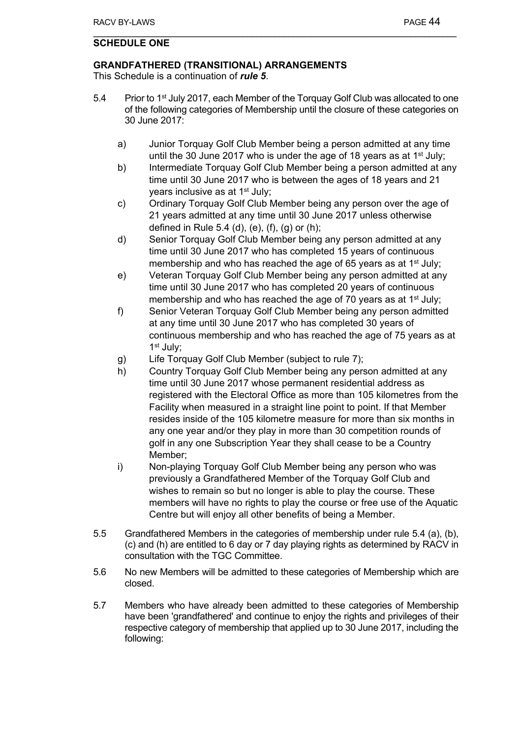## SCHEDULE ONE

### GRANDFATHERED (TRANSITIONAL) ARRANGEMENTS

This Schedule is a continuation of ***rule 5***.

5.4 Prior to 1st July 2017, each Member of the Torquay Golf Club was allocated to one of the following categories of Membership until the closure of these categories on 30 June 2017:

a) Junior Torquay Golf Club Member being a person admitted at any time until the 30 June 2017 who is under the age of 18 years as at 1st July;

b) Intermediate Torquay Golf Club Member being a person admitted at any time until 30 June 2017 who is between the ages of 18 years and 21 years inclusive as at 1st July;

c) Ordinary Torquay Golf Club Member being any person over the age of 21 years admitted at any time until 30 June 2017 unless otherwise defined in Rule 5.4 (d), (e), (f), (g) or (h);

d) Senior Torquay Golf Club Member being any person admitted at any time until 30 June 2017 who has completed 15 years of continuous membership and who has reached the age of 65 years as at 1st July;

e) Veteran Torquay Golf Club Member being any person admitted at any time until 30 June 2017 who has completed 20 years of continuous membership and who has reached the age of 70 years as at 1st July;

f) Senior Veteran Torquay Golf Club Member being any person admitted at any time until 30 June 2017 who has completed 30 years of continuous membership and who has reached the age of 75 years as at 1st July;

g) Life Torquay Golf Club Member (subject to rule 7);

h) Country Torquay Golf Club Member being any person admitted at any time until 30 June 2017 whose permanent residential address as registered with the Electoral Office as more than 105 kilometres from the Facility when measured in a straight line point to point. If that Member resides inside of the 105 kilometre measure for more than six months in any one year and/or they play in more than 30 competition rounds of golf in any one Subscription Year they shall cease to be a Country Member;

i) Non-playing Torquay Golf Club Member being any person who was previously a Grandfathered Member of the Torquay Golf Club and wishes to remain so but no longer is able to play the course. These members will have no rights to play the course or free use of the Aquatic Centre but will enjoy all other benefits of being a Member.

5.5 Grandfathered Members in the categories of membership under rule 5.4 (a), (b), (c) and (h) are entitled to 6 day or 7 day playing rights as determined by RACV in consultation with the TGC Committee.

5.6 No new Members will be admitted to these categories of Membership which are closed.

5.7 Members who have already been admitted to these categories of Membership have been 'grandfathered' and continue to enjoy the rights and privileges of their respective category of membership that applied up to 30 June 2017, including the following: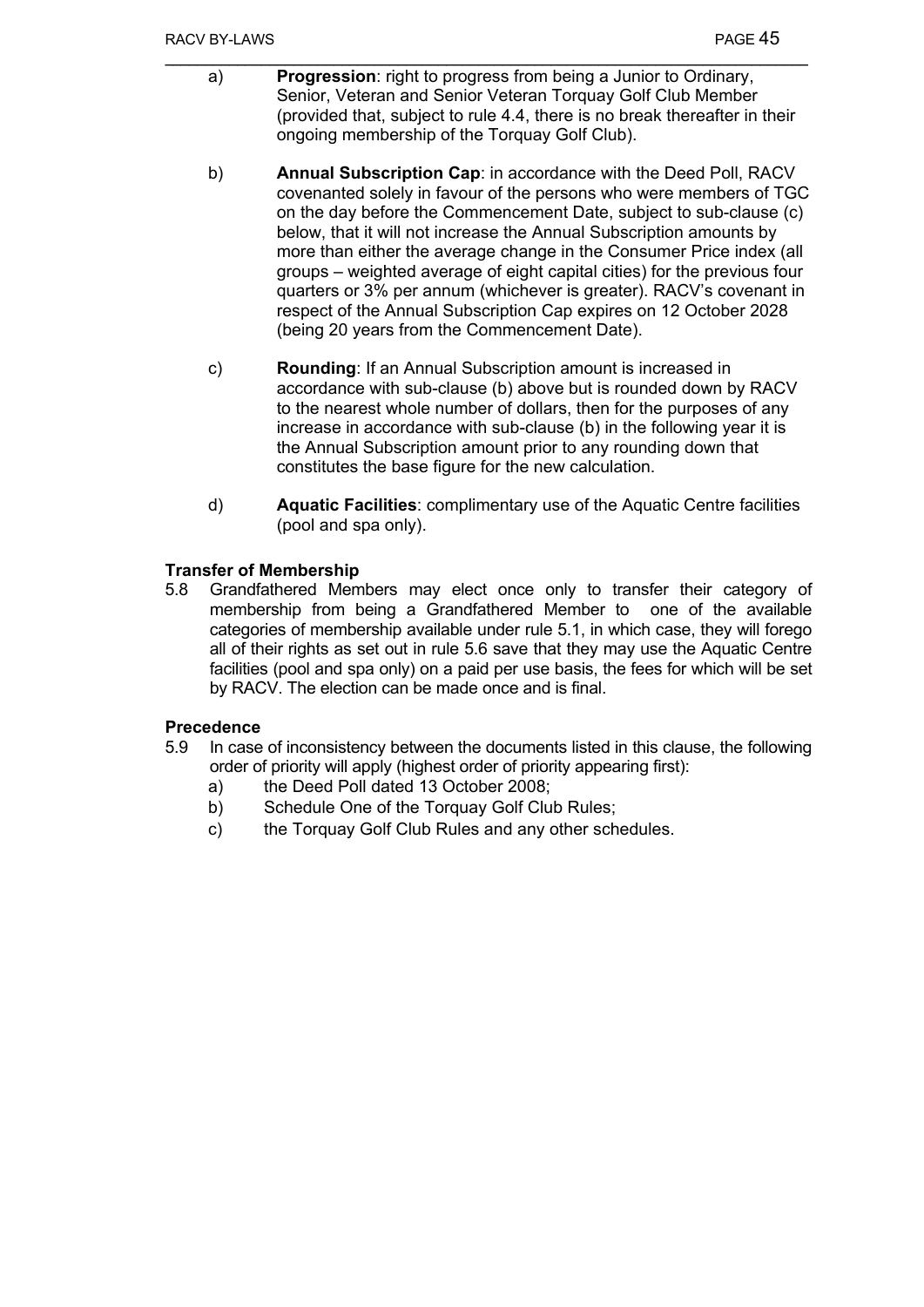a) **Progression**: right to progress from being a Junior to Ordinary, Senior, Veteran and Senior Veteran Torquay Golf Club Member (provided that, subject to rule 4.4, there is no break thereafter in their ongoing membership of the Torquay Golf Club).

b) **Annual Subscription Cap**: in accordance with the Deed Poll, RACV covenanted solely in favour of the persons who were members of TGC on the day before the Commencement Date, subject to sub-clause (c) below, that it will not increase the Annual Subscription amounts by more than either the average change in the Consumer Price index (all groups – weighted average of eight capital cities) for the previous four quarters or 3% per annum (whichever is greater). RACV's covenant in respect of the Annual Subscription Cap expires on 12 October 2028 (being 20 years from the Commencement Date).

c) **Rounding**: If an Annual Subscription amount is increased in accordance with sub-clause (b) above but is rounded down by RACV to the nearest whole number of dollars, then for the purposes of any increase in accordance with sub-clause (b) in the following year it is the Annual Subscription amount prior to any rounding down that constitutes the base figure for the new calculation.

d) **Aquatic Facilities**: complimentary use of the Aquatic Centre facilities (pool and spa only).

**Transfer of Membership**

5.8 Grandfathered Members may elect once only to transfer their category of membership from being a Grandfathered Member to one of the available categories of membership available under rule 5.1, in which case, they will forego all of their rights as set out in rule 5.6 save that they may use the Aquatic Centre facilities (pool and spa only) on a paid per use basis, the fees for which will be set by RACV. The election can be made once and is final.

**Precedence**

5.9 In case of inconsistency between the documents listed in this clause, the following order of priority will apply (highest order of priority appearing first):

a) the Deed Poll dated 13 October 2008;

b) Schedule One of the Torquay Golf Club Rules;

c) the Torquay Golf Club Rules and any other schedules.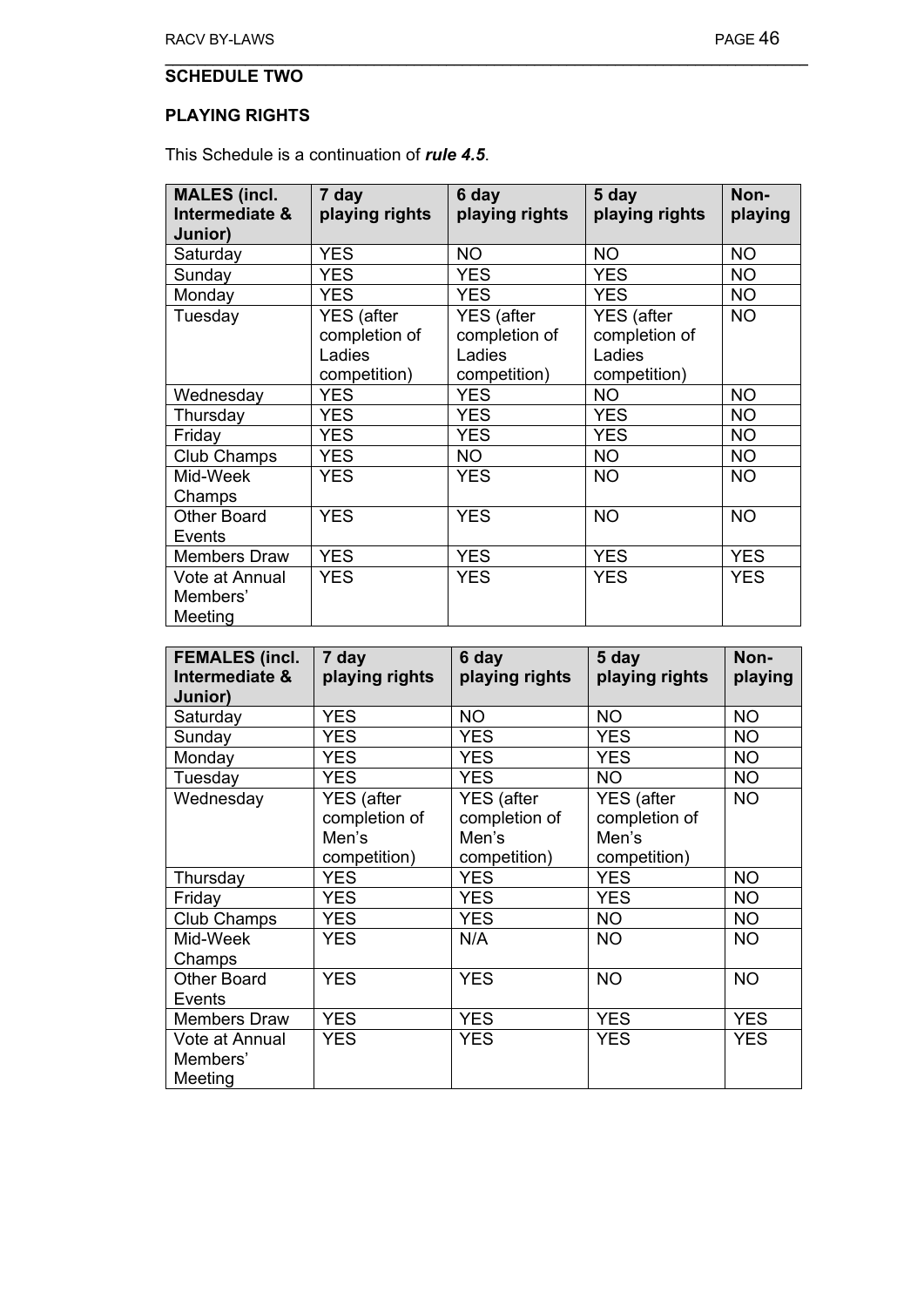## SCHEDULE TWO

## PLAYING RIGHTS

This Schedule is a continuation of ***rule 4.5***.

| MALES (incl. Intermediate & Junior) | 7 day playing rights | 6 day playing rights | 5 day playing rights | Non-playing |
|---|---|---|---|---|
| Saturday | YES | NO | NO | NO |
| Sunday | YES | YES | YES | NO |
| Monday | YES | YES | YES | NO |
| Tuesday | YES (after completion of Ladies competition) | YES (after completion of Ladies competition) | YES (after completion of Ladies competition) | NO |
| Wednesday | YES | YES | NO | NO |
| Thursday | YES | YES | YES | NO |
| Friday | YES | YES | YES | NO |
| Club Champs | YES | NO | NO | NO |
| Mid-Week Champs | YES | YES | NO | NO |
| Other Board Events | YES | YES | NO | NO |
| Members Draw | YES | YES | YES | YES |
| Vote at Annual Members' Meeting | YES | YES | YES | YES |

| FEMALES (incl. Intermediate & Junior) | 7 day playing rights | 6 day playing rights | 5 day playing rights | Non-playing |
|---|---|---|---|---|
| Saturday | YES | NO | NO | NO |
| Sunday | YES | YES | YES | NO |
| Monday | YES | YES | YES | NO |
| Tuesday | YES | YES | NO | NO |
| Wednesday | YES (after completion of Men's competition) | YES (after completion of Men's competition) | YES (after completion of Men's competition) | NO |
| Thursday | YES | YES | YES | NO |
| Friday | YES | YES | YES | NO |
| Club Champs | YES | YES | NO | NO |
| Mid-Week Champs | YES | N/A | NO | NO |
| Other Board Events | YES | YES | NO | NO |
| Members Draw | YES | YES | YES | YES |
| Vote at Annual Members' Meeting | YES | YES | YES | YES |